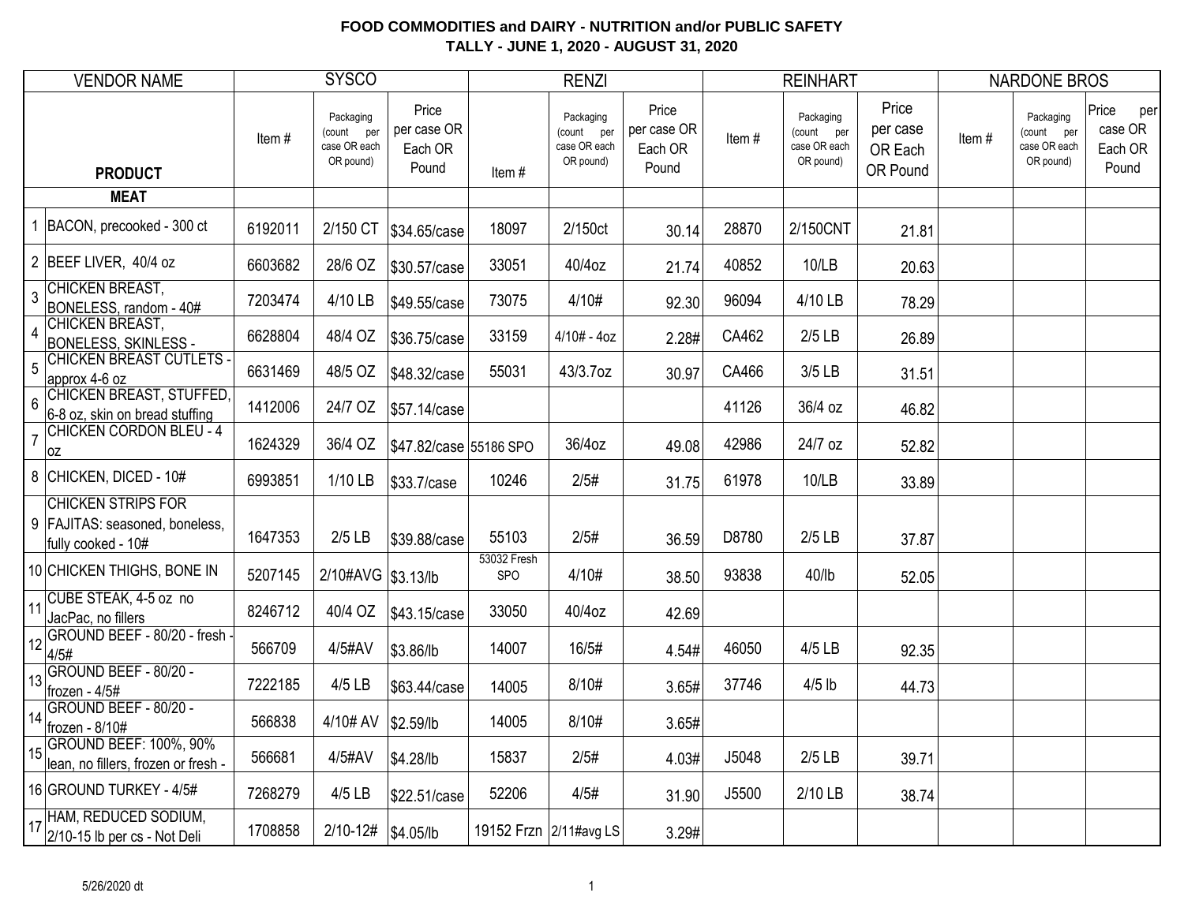**FOOD COMMODITIES and DAIRY - NUTRITION and/or PUBLIC SAFETY**
**TALLY - JUNE 1, 2020 - AUGUST 31, 2020**

| | VENDOR NAME | SYSCO | | | RENZI | | | REINHART | | | NARDONE BROS | | |
|---|---|---|---|---|---|---|---|---|---|---|---|---|---|
| | **PRODUCT** | Item # | Packaging (count per case OR each OR pound) | Price per case OR Each OR Pound | Item # | Packaging (count per case OR each OR pound) | Price per case OR Each OR Pound | Item # | Packaging (count per case OR each OR pound) | Price per case OR Each OR Pound | Item # | Packaging (count per case OR each OR pound) | Price per case OR Each OR Pound |
| | **MEAT** | | | | | | | | | | | | |
| 1 | BACON, precooked - 300 ct | 6192011 | 2/150 CT | $34.65/case | 18097 | 2/150ct | 30.14 | 28870 | 2/150CNT | 21.81 | | | |
| 2 | BEEF LIVER, 40/4 oz | 6603682 | 28/6 OZ | $30.57/case | 33051 | 40/4oz | 21.74 | 40852 | 10/LB | 20.63 | | | |
| 3 | CHICKEN BREAST, BONELESS, random - 40# | 7203474 | 4/10 LB | $49.55/case | 73075 | 4/10# | 92.30 | 96094 | 4/10 LB | 78.29 | | | |
| 4 | CHICKEN BREAST, BONELESS, SKINLESS - | 6628804 | 48/4 OZ | $36.75/case | 33159 | 4/10# - 4oz | 2.28# | CA462 | 2/5 LB | 26.89 | | | |
| 5 | CHICKEN BREAST CUTLETS - approx 4-6 oz | 6631469 | 48/5 OZ | $48.32/case | 55031 | 43/3.7oz | 30.97 | CA466 | 3/5 LB | 31.51 | | | |
| 6 | CHICKEN BREAST, STUFFED, 6-8 oz, skin on bread stuffing | 1412006 | 24/7 OZ | $57.14/case | | | | 41126 | 36/4 oz | 46.82 | | | |
| 7 | CHICKEN CORDON BLEU - 4 oz | 1624329 | 36/4 OZ | $47.82/case | 55186 SPO | 36/4oz | 49.08 | 42986 | 24/7 oz | 52.82 | | | |
| 8 | CHICKEN, DICED - 10# | 6993851 | 1/10 LB | $33.7/case | 10246 | 2/5# | 31.75 | 61978 | 10/LB | 33.89 | | | |
| 9 | CHICKEN STRIPS FOR FAJITAS: seasoned, boneless, fully cooked - 10# | 1647353 | 2/5 LB | $39.88/case | 55103 | 2/5# | 36.59 | D8780 | 2/5 LB | 37.87 | | | |
| 10 | CHICKEN THIGHS, BONE IN | 5207145 | 2/10#AVG | $3.13/lb | 53032 Fresh SPO | 4/10# | 38.50 | 93838 | 40/lb | 52.05 | | | |
| 11 | CUBE STEAK, 4-5 oz no JacPac, no fillers | 8246712 | 40/4 OZ | $43.15/case | 33050 | 40/4oz | 42.69 | | | | | | |
| 12 | GROUND BEEF - 80/20 - fresh - 4/5# | 566709 | 4/5#AV | $3.86/lb | 14007 | 16/5# | 4.54# | 46050 | 4/5 LB | 92.35 | | | |
| 13 | GROUND BEEF - 80/20 - frozen - 4/5# | 7222185 | 4/5 LB | $63.44/case | 14005 | 8/10# | 3.65# | 37746 | 4/5 lb | 44.73 | | | |
| 14 | GROUND BEEF - 80/20 - frozen - 8/10# | 566838 | 4/10# AV | $2.59/lb | 14005 | 8/10# | 3.65# | | | | | | |
| 15 | GROUND BEEF: 100%, 90% lean, no fillers, frozen or fresh - | 566681 | 4/5#AV | $4.28/lb | 15837 | 2/5# | 4.03# | J5048 | 2/5 LB | 39.71 | | | |
| 16 | GROUND TURKEY - 4/5# | 7268279 | 4/5 LB | $22.51/case | 52206 | 4/5# | 31.90 | J5500 | 2/10 LB | 38.74 | | | |
| 17 | HAM, REDUCED SODIUM, 2/10-15 lb per cs - Not Deli | 1708858 | 2/10-12# | $4.05/lb | 19152 Frzn | 2/11#avg LS | 3.29# | | | | | | |

5/26/2020 dt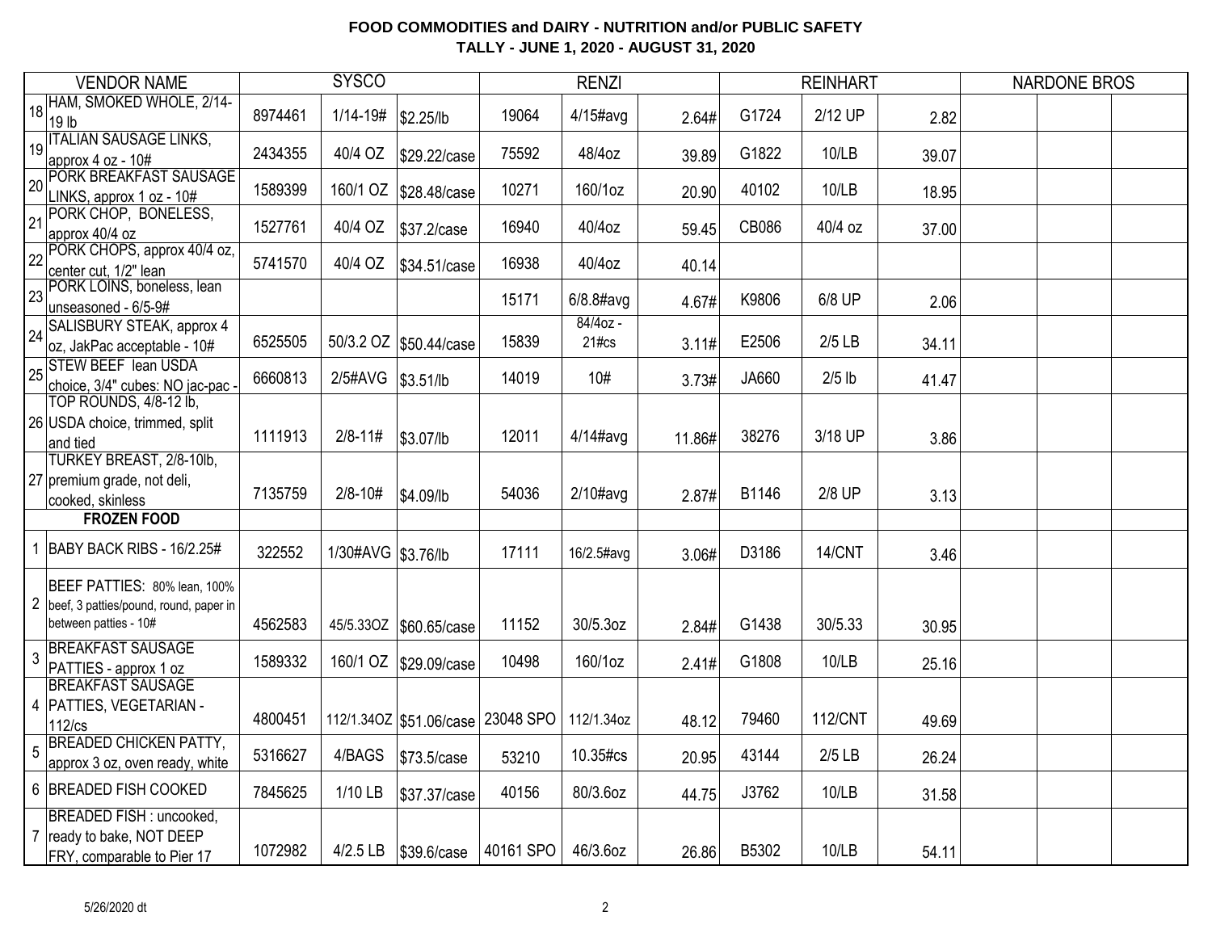**FOOD COMMODITIES and DAIRY - NUTRITION and/or PUBLIC SAFETY**
**TALLY - JUNE 1, 2020 - AUGUST 31, 2020**

| | VENDOR NAME | SYSCO | | | RENZI | | | REINHART | | | NARDONE BROS | | |
|---|---|---|---|---|---|---|---|---|---|---|---|---|---|
| 18 | HAM, SMOKED WHOLE, 2/14-19 lb | 8974461 | 1/14-19# | $2.25/lb | 19064 | 4/15#avg | 2.64# | G1724 | 2/12 UP | 2.82 | | | |
| 19 | ITALIAN SAUSAGE LINKS, approx 4 oz - 10# | 2434355 | 40/4 OZ | $29.22/case | 75592 | 48/4oz | 39.89 | G1822 | 10/LB | 39.07 | | | |
| 20 | PORK BREAKFAST SAUSAGE LINKS, approx 1 oz - 10# | 1589399 | 160/1 OZ | $28.48/case | 10271 | 160/1oz | 20.90 | 40102 | 10/LB | 18.95 | | | |
| 21 | PORK CHOP, BONELESS, approx 40/4 oz | 1527761 | 40/4 OZ | $37.2/case | 16940 | 40/4oz | 59.45 | CB086 | 40/4 oz | 37.00 | | | |
| 22 | PORK CHOPS, approx 40/4 oz, center cut, 1/2" lean | 5741570 | 40/4 OZ | $34.51/case | 16938 | 40/4oz | 40.14 | | | | | | |
| 23 | PORK LOINS, boneless, lean unseasoned - 6/5-9# | | | | 15171 | 6/8.8#avg | 4.67# | K9806 | 6/8 UP | 2.06 | | | |
| 24 | SALISBURY STEAK, approx 4 oz, JakPac acceptable - 10# | 6525505 | 50/3.2 OZ | $50.44/case | 15839 | 84/4oz - 21#cs | 3.11# | E2506 | 2/5 LB | 34.11 | | | |
| 25 | STEW BEEF lean USDA choice, 3/4" cubes: NO jac-pac - | 6660813 | 2/5#AVG | $3.51/lb | 14019 | 10# | 3.73# | JA660 | 2/5 lb | 41.47 | | | |
| 26 | TOP ROUNDS, 4/8-12 lb, USDA choice, trimmed, split and tied | 1111913 | 2/8-11# | $3.07/lb | 12011 | 4/14#avg | 11.86# | 38276 | 3/18 UP | 3.86 | | | |
| 27 | TURKEY BREAST, 2/8-10lb, premium grade, not deli, cooked, skinless | 7135759 | 2/8-10# | $4.09/lb | 54036 | 2/10#avg | 2.87# | B1146 | 2/8 UP | 3.13 | | | |
| | **FROZEN FOOD** | | | | | | | | | | | | |
| 1 | BABY BACK RIBS - 16/2.25# | 322552 | 1/30#AVG | $3.76/lb | 17111 | 16/2.5#avg | 3.06# | D3186 | 14/CNT | 3.46 | | | |
| 2 | BEEF PATTIES: 80% lean, 100% beef, 3 patties/pound, round, paper in between patties - 10# | 4562583 | 45/5.33OZ | $60.65/case | 11152 | 30/5.3oz | 2.84# | G1438 | 30/5.33 | 30.95 | | | |
| 3 | BREAKFAST SAUSAGE PATTIES - approx 1 oz | 1589332 | 160/1 OZ | $29.09/case | 10498 | 160/1oz | 2.41# | G1808 | 10/LB | 25.16 | | | |
| 4 | BREAKFAST SAUSAGE PATTIES, VEGETARIAN - 112/cs | 4800451 | 112/1.34OZ | $51.06/case | 23048 SPO | 112/1.34oz | 48.12 | 79460 | 112/CNT | 49.69 | | | |
| 5 | BREADED CHICKEN PATTY, approx 3 oz, oven ready, white | 5316627 | 4/BAGS | $73.5/case | 53210 | 10.35#cs | 20.95 | 43144 | 2/5 LB | 26.24 | | | |
| 6 | BREADED FISH COOKED | 7845625 | 1/10 LB | $37.37/case | 40156 | 80/3.6oz | 44.75 | J3762 | 10/LB | 31.58 | | | |
| 7 | BREADED FISH : uncooked, ready to bake, NOT DEEP FRY, comparable to Pier 17 | 1072982 | 4/2.5 LB | $39.6/case | 40161 SPO | 46/3.6oz | 26.86 | B5302 | 10/LB | 54.11 | | | |

5/26/2020 dt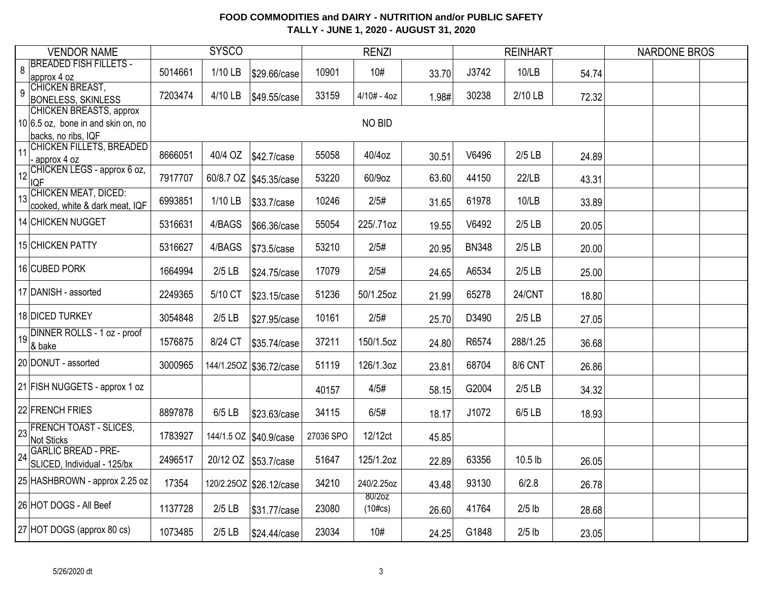# FOOD COMMODITIES and DAIRY - NUTRITION and/or PUBLIC SAFETY

## TALLY - JUNE 1, 2020 - AUGUST 31, 2020

| | VENDOR NAME | SYSCO | | | RENZI | | | REINHART | | | NARDONE BROS | | |
|---|---|---|---|---|---|---|---|---|---|---|---|---|---|
| 8 | BREADED FISH FILLETS - approx 4 oz | 5014661 | 1/10 LB | $29.66/case | 10901 | 10# | 33.70 | J3742 | 10/LB | 54.74 | | | |
| 9 | CHICKEN BREAST, BONELESS, SKINLESS | 7203474 | 4/10 LB | $49.55/case | 33159 | 4/10# - 4oz | 1.98# | 30238 | 2/10 LB | 72.32 | | | |
| 10 | CHICKEN BREASTS, approx 6.5 oz, bone in and skin on, no backs, no ribs, IQF | | | | | NO BID | | | | | | | |
| 11 | CHICKEN FILLETS, BREADED - approx 4 oz | 8666051 | 40/4 OZ | $42.7/case | 55058 | 40/4oz | 30.51 | V6496 | 2/5 LB | 24.89 | | | |
| 12 | CHICKEN LEGS - approx 6 oz, IQF | 7917707 | 60/8.7 OZ | $45.35/case | 53220 | 60/9oz | 63.60 | 44150 | 22/LB | 43.31 | | | |
| 13 | CHICKEN MEAT, DICED: cooked, white & dark meat, IQF | 6993851 | 1/10 LB | $33.7/case | 10246 | 2/5# | 31.65 | 61978 | 10/LB | 33.89 | | | |
| 14 | CHICKEN NUGGET | 5316631 | 4/BAGS | $66.36/case | 55054 | 225/.71oz | 19.55 | V6492 | 2/5 LB | 20.05 | | | |
| 15 | CHICKEN PATTY | 5316627 | 4/BAGS | $73.5/case | 53210 | 2/5# | 20.95 | BN348 | 2/5 LB | 20.00 | | | |
| 16 | CUBED PORK | 1664994 | 2/5 LB | $24.75/case | 17079 | 2/5# | 24.65 | A6534 | 2/5 LB | 25.00 | | | |
| 17 | DANISH - assorted | 2249365 | 5/10 CT | $23.15/case | 51236 | 50/1.25oz | 21.99 | 65278 | 24/CNT | 18.80 | | | |
| 18 | DICED TURKEY | 3054848 | 2/5 LB | $27.95/case | 10161 | 2/5# | 25.70 | D3490 | 2/5 LB | 27.05 | | | |
| 19 | DINNER ROLLS - 1 oz - proof & bake | 1576875 | 8/24 CT | $35.74/case | 37211 | 150/1.5oz | 24.80 | R6574 | 288/1.25 | 36.68 | | | |
| 20 | DONUT - assorted | 3000965 | 144/1.25OZ | $36.72/case | 51119 | 126/1.3oz | 23.81 | 68704 | 8/6 CNT | 26.86 | | | |
| 21 | FISH NUGGETS - approx 1 oz | | | | 40157 | 4/5# | 58.15 | G2004 | 2/5 LB | 34.32 | | | |
| 22 | FRENCH FRIES | 8897878 | 6/5 LB | $23.63/case | 34115 | 6/5# | 18.17 | J1072 | 6/5 LB | 18.93 | | | |
| 23 | FRENCH TOAST - SLICES, Not Sticks | 1783927 | 144/1.5 OZ | $40.9/case | 27036 SPO | 12/12ct | 45.85 | | | | | | |
| 24 | GARLIC BREAD - PRE-SLICED, Individual - 125/bx | 2496517 | 20/12 OZ | $53.7/case | 51647 | 125/1.2oz | 22.89 | 63356 | 10.5 lb | 26.05 | | | |
| 25 | HASHBROWN - approx 2.25 oz | 17354 | 120/2.25OZ | $26.12/case | 34210 | 240/2.25oz | 43.48 | 93130 | 6/2.8 | 26.78 | | | |
| 26 | HOT DOGS - All Beef | 1137728 | 2/5 LB | $31.77/case | 23080 | 80/2oz (10#cs) | 26.60 | 41764 | 2/5 lb | 28.68 | | | |
| 27 | HOT DOGS (approx 80 cs) | 1073485 | 2/5 LB | $24.44/case | 23034 | 10# | 24.25 | G1848 | 2/5 lb | 23.05 | | | |

5/26/2020 dt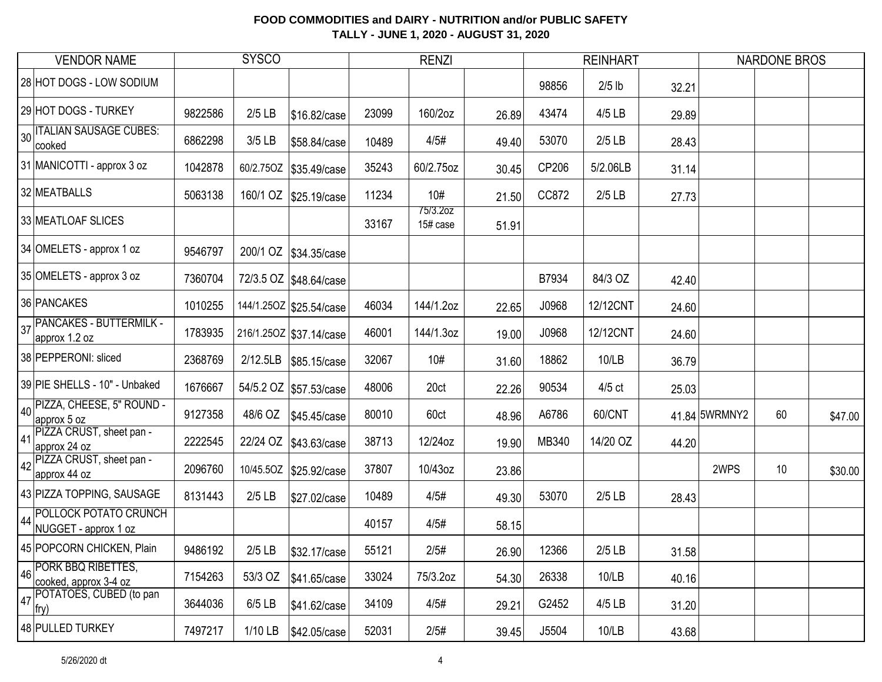**FOOD COMMODITIES and DAIRY - NUTRITION and/or PUBLIC SAFETY**
**TALLY - JUNE 1, 2020 - AUGUST 31, 2020**

| | VENDOR NAME | SYSCO | | | RENZI | | | REINHART | | | NARDONE BROS | | |
|---|---|---|---|---|---|---|---|---|---|---|---|---|---|
| 28 | HOT DOGS - LOW SODIUM | | | | | | | 98856 | 2/5 lb | 32.21 | | | |
| 29 | HOT DOGS - TURKEY | 9822586 | 2/5 LB | $16.82/case | 23099 | 160/2oz | 26.89 | 43474 | 4/5 LB | 29.89 | | | |
| 30 | ITALIAN SAUSAGE CUBES: cooked | 6862298 | 3/5 LB | $58.84/case | 10489 | 4/5# | 49.40 | 53070 | 2/5 LB | 28.43 | | | |
| 31 | MANICOTTI - approx 3 oz | 1042878 | 60/2.75OZ | $35.49/case | 35243 | 60/2.75oz | 30.45 | CP206 | 5/2.06LB | 31.14 | | | |
| 32 | MEATBALLS | 5063138 | 160/1 OZ | $25.19/case | 11234 | 10# | 21.50 | CC872 | 2/5 LB | 27.73 | | | |
| 33 | MEATLOAF SLICES | | | | 33167 | 75/3.2oz 15# case | 51.91 | | | | | | |
| 34 | OMELETS - approx 1 oz | 9546797 | 200/1 OZ | $34.35/case | | | | | | | | | |
| 35 | OMELETS - approx 3 oz | 7360704 | 72/3.5 OZ | $48.64/case | | | | B7934 | 84/3 OZ | 42.40 | | | |
| 36 | PANCAKES | 1010255 | 144/1.25OZ | $25.54/case | 46034 | 144/1.2oz | 22.65 | J0968 | 12/12CNT | 24.60 | | | |
| 37 | PANCAKES - BUTTERMILK - approx 1.2 oz | 1783935 | 216/1.25OZ | $37.14/case | 46001 | 144/1.3oz | 19.00 | J0968 | 12/12CNT | 24.60 | | | |
| 38 | PEPPERONI: sliced | 2368769 | 2/12.5LB | $85.15/case | 32067 | 10# | 31.60 | 18862 | 10/LB | 36.79 | | | |
| 39 | PIE SHELLS - 10" - Unbaked | 1676667 | 54/5.2 OZ | $57.53/case | 48006 | 20ct | 22.26 | 90534 | 4/5 ct | 25.03 | | | |
| 40 | PIZZA, CHEESE, 5" ROUND - approx 5 oz | 9127358 | 48/6 OZ | $45.45/case | 80010 | 60ct | 48.96 | A6786 | 60/CNT | 41.84 | 5WRMNY2 | 60 | $47.00 |
| 41 | PIZZA CRUST, sheet pan - approx 24 oz | 2222545 | 22/24 OZ | $43.63/case | 38713 | 12/24oz | 19.90 | MB340 | 14/20 OZ | 44.20 | | | |
| 42 | PIZZA CRUST, sheet pan - approx 44 oz | 2096760 | 10/45.5OZ | $25.92/case | 37807 | 10/43oz | 23.86 | | | | 2WPS | 10 | $30.00 |
| 43 | PIZZA TOPPING, SAUSAGE | 8131443 | 2/5 LB | $27.02/case | 10489 | 4/5# | 49.30 | 53070 | 2/5 LB | 28.43 | | | |
| 44 | POLLOCK POTATO CRUNCH NUGGET - approx 1 oz | | | | 40157 | 4/5# | 58.15 | | | | | | |
| 45 | POPCORN CHICKEN, Plain | 9486192 | 2/5 LB | $32.17/case | 55121 | 2/5# | 26.90 | 12366 | 2/5 LB | 31.58 | | | |
| 46 | PORK BBQ RIBETTES, cooked, approx 3-4 oz | 7154263 | 53/3 OZ | $41.65/case | 33024 | 75/3.2oz | 54.30 | 26338 | 10/LB | 40.16 | | | |
| 47 | POTATOES, CUBED (to pan fry) | 3644036 | 6/5 LB | $41.62/case | 34109 | 4/5# | 29.21 | G2452 | 4/5 LB | 31.20 | | | |
| 48 | PULLED TURKEY | 7497217 | 1/10 LB | $42.05/case | 52031 | 2/5# | 39.45 | J5504 | 10/LB | 43.68 | | | |

5/26/2020 dt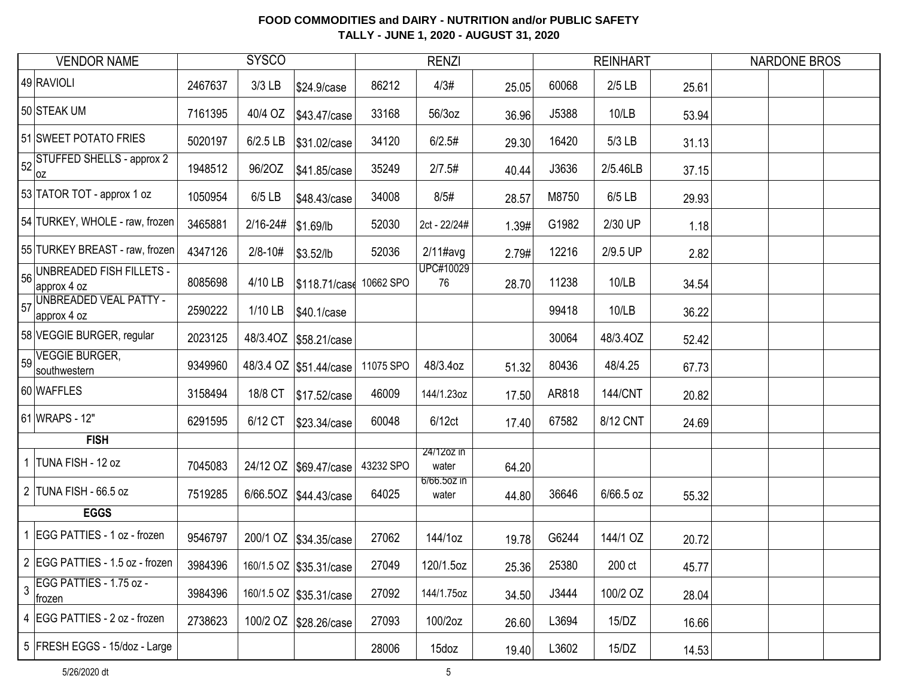**FOOD COMMODITIES and DAIRY - NUTRITION and/or PUBLIC SAFETY**
**TALLY - JUNE 1, 2020 - AUGUST 31, 2020**

| | VENDOR NAME | SYSCO | | | RENZI | | | REINHART | | | NARDONE BROS | | |
|---|---|---|---|---|---|---|---|---|---|---|---|---|---|
| 49 | RAVIOLI | 2467637 | 3/3 LB | $24.9/case | 86212 | 4/3# | 25.05 | 60068 | 2/5 LB | 25.61 | | | |
| 50 | STEAK UM | 7161395 | 40/4 OZ | $43.47/case | 33168 | 56/3oz | 36.96 | J5388 | 10/LB | 53.94 | | | |
| 51 | SWEET POTATO FRIES | 5020197 | 6/2.5 LB | $31.02/case | 34120 | 6/2.5# | 29.30 | 16420 | 5/3 LB | 31.13 | | | |
| 52 | STUFFED SHELLS - approx 2 oz | 1948512 | 96/2OZ | $41.85/case | 35249 | 2/7.5# | 40.44 | J3636 | 2/5.46LB | 37.15 | | | |
| 53 | TATOR TOT - approx 1 oz | 1050954 | 6/5 LB | $48.43/case | 34008 | 8/5# | 28.57 | M8750 | 6/5 LB | 29.93 | | | |
| 54 | TURKEY, WHOLE - raw, frozen | 3465881 | 2/16-24# | $1.69/lb | 52030 | 2ct - 22/24# | 1.39# | G1982 | 2/30 UP | 1.18 | | | |
| 55 | TURKEY BREAST - raw, frozen | 4347126 | 2/8-10# | $3.52/lb | 52036 | 2/11#avg | 2.79# | 12216 | 2/9.5 UP | 2.82 | | | |
| 56 | UNBREADED FISH FILLETS - approx 4 oz | 8085698 | 4/10 LB | $118.71/case | 10662 SPO | UPC#1002976 | 28.70 | 11238 | 10/LB | 34.54 | | | |
| 57 | UNBREADED VEAL PATTY - approx 4 oz | 2590222 | 1/10 LB | $40.1/case | | | | 99418 | 10/LB | 36.22 | | | |
| 58 | VEGGIE BURGER, regular | 2023125 | 48/3.4OZ | $58.21/case | | | | 30064 | 48/3.4OZ | 52.42 | | | |
| 59 | VEGGIE BURGER, southwestern | 9349960 | 48/3.4 OZ | $51.44/case | 11075 SPO | 48/3.4oz | 51.32 | 80436 | 48/4.25 | 67.73 | | | |
| 60 | WAFFLES | 3158494 | 18/8 CT | $17.52/case | 46009 | 144/1.23oz | 17.50 | AR818 | 144/CNT | 20.82 | | | |
| 61 | WRAPS - 12" | 6291595 | 6/12 CT | $23.34/case | 60048 | 6/12ct | 17.40 | 67582 | 8/12 CNT | 24.69 | | | |
| | **FISH** | | | | | | | | | | | | |
| 1 | TUNA FISH - 12 oz | 7045083 | 24/12 OZ | $69.47/case | 43232 SPO | 24/12oz in water | 64.20 | | | | | | |
| 2 | TUNA FISH - 66.5 oz | 7519285 | 6/66.5OZ | $44.43/case | 64025 | 6/66.5oz in water | 44.80 | 36646 | 6/66.5 oz | 55.32 | | | |
| | **EGGS** | | | | | | | | | | | | |
| 1 | EGG PATTIES - 1 oz - frozen | 9546797 | 200/1 OZ | $34.35/case | 27062 | 144/1oz | 19.78 | G6244 | 144/1 OZ | 20.72 | | | |
| 2 | EGG PATTIES - 1.5 oz - frozen | 3984396 | 160/1.5 OZ | $35.31/case | 27049 | 120/1.5oz | 25.36 | 25380 | 200 ct | 45.77 | | | |
| 3 | EGG PATTIES - 1.75 oz - frozen | 3984396 | 160/1.5 OZ | $35.31/case | 27092 | 144/1.75oz | 34.50 | J3444 | 100/2 OZ | 28.04 | | | |
| 4 | EGG PATTIES - 2 oz - frozen | 2738623 | 100/2 OZ | $28.26/case | 27093 | 100/2oz | 26.60 | L3694 | 15/DZ | 16.66 | | | |
| 5 | FRESH EGGS - 15/doz - Large | | | | 28006 | 15doz | 19.40 | L3602 | 15/DZ | 14.53 | | | |

5/26/2020 dt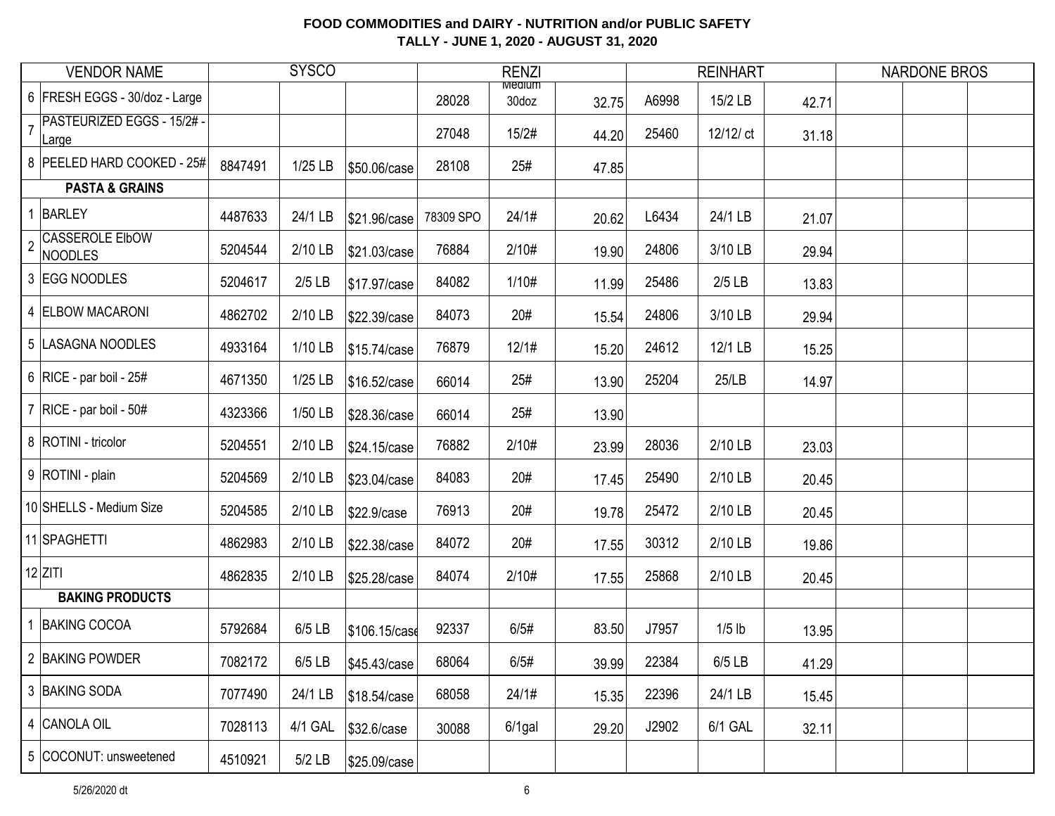# FOOD COMMODITIES and DAIRY - NUTRITION and/or PUBLIC SAFETY
## TALLY - JUNE 1, 2020 - AUGUST 31, 2020

| | VENDOR NAME | SYSCO | | | RENZI | | | REINHART | | | NARDONE BROS | | |
|---|---|---|---|---|---|---|---|---|---|---|---|---|---|
| 6 | FRESH EGGS - 30/doz - Large | | | | 28028 | Medium 30doz | 32.75 | A6998 | 15/2 LB | 42.71 | | | |
| 7 | PASTEURIZED EGGS - 15/2# - Large | | | | 27048 | 15/2# | 44.20 | 25460 | 12/12/ ct | 31.18 | | | |
| 8 | PEELED HARD COOKED - 25# | 8847491 | 1/25 LB | $50.06/case | 28108 | 25# | 47.85 | | | | | | |
| | **PASTA & GRAINS** | | | | | | | | | | | | |
| 1 | BARLEY | 4487633 | 24/1 LB | $21.96/case | 78309 SPO | 24/1# | 20.62 | L6434 | 24/1 LB | 21.07 | | | |
| 2 | CASSEROLE ElbOW NOODLES | 5204544 | 2/10 LB | $21.03/case | 76884 | 2/10# | 19.90 | 24806 | 3/10 LB | 29.94 | | | |
| 3 | EGG NOODLES | 5204617 | 2/5 LB | $17.97/case | 84082 | 1/10# | 11.99 | 25486 | 2/5 LB | 13.83 | | | |
| 4 | ELBOW MACARONI | 4862702 | 2/10 LB | $22.39/case | 84073 | 20# | 15.54 | 24806 | 3/10 LB | 29.94 | | | |
| 5 | LASAGNA NOODLES | 4933164 | 1/10 LB | $15.74/case | 76879 | 12/1# | 15.20 | 24612 | 12/1 LB | 15.25 | | | |
| 6 | RICE - par boil - 25# | 4671350 | 1/25 LB | $16.52/case | 66014 | 25# | 13.90 | 25204 | 25/LB | 14.97 | | | |
| 7 | RICE - par boil - 50# | 4323366 | 1/50 LB | $28.36/case | 66014 | 25# | 13.90 | | | | | | |
| 8 | ROTINI - tricolor | 5204551 | 2/10 LB | $24.15/case | 76882 | 2/10# | 23.99 | 28036 | 2/10 LB | 23.03 | | | |
| 9 | ROTINI - plain | 5204569 | 2/10 LB | $23.04/case | 84083 | 20# | 17.45 | 25490 | 2/10 LB | 20.45 | | | |
| 10 | SHELLS - Medium Size | 5204585 | 2/10 LB | $22.9/case | 76913 | 20# | 19.78 | 25472 | 2/10 LB | 20.45 | | | |
| 11 | SPAGHETTI | 4862983 | 2/10 LB | $22.38/case | 84072 | 20# | 17.55 | 30312 | 2/10 LB | 19.86 | | | |
| 12 | ZITI | 4862835 | 2/10 LB | $25.28/case | 84074 | 2/10# | 17.55 | 25868 | 2/10 LB | 20.45 | | | |
| | **BAKING PRODUCTS** | | | | | | | | | | | | |
| 1 | BAKING COCOA | 5792684 | 6/5 LB | $106.15/case | 92337 | 6/5# | 83.50 | J7957 | 1/5 lb | 13.95 | | | |
| 2 | BAKING POWDER | 7082172 | 6/5 LB | $45.43/case | 68064 | 6/5# | 39.99 | 22384 | 6/5 LB | 41.29 | | | |
| 3 | BAKING SODA | 7077490 | 24/1 LB | $18.54/case | 68058 | 24/1# | 15.35 | 22396 | 24/1 LB | 15.45 | | | |
| 4 | CANOLA OIL | 7028113 | 4/1 GAL | $32.6/case | 30088 | 6/1gal | 29.20 | J2902 | 6/1 GAL | 32.11 | | | |
| 5 | COCONUT: unsweetened | 4510921 | 5/2 LB | $25.09/case | | | | | | | | | |

5/26/2020 dt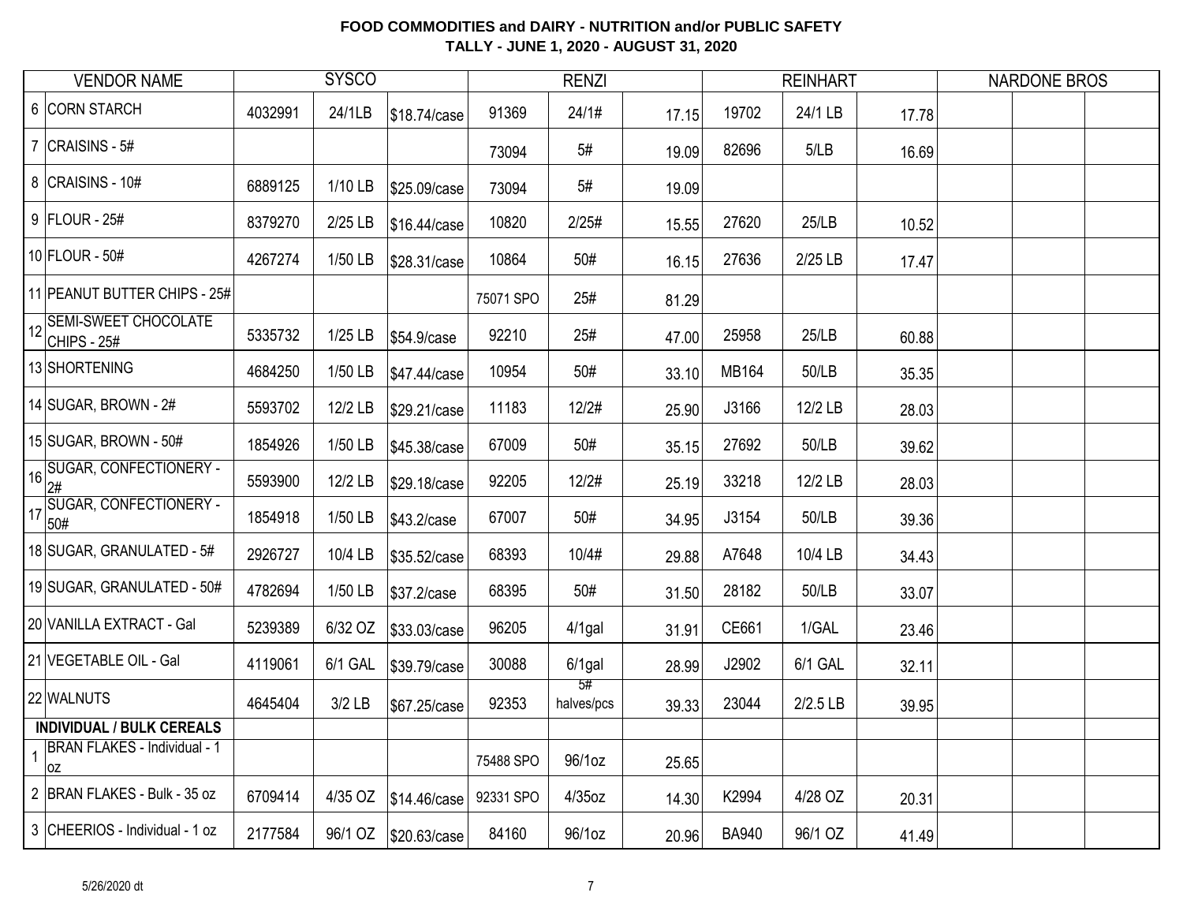**FOOD COMMODITIES and DAIRY - NUTRITION and/or PUBLIC SAFETY**
**TALLY - JUNE 1, 2020 - AUGUST 31, 2020**

| | VENDOR NAME | SYSCO | | | RENZI | | | REINHART | | | NARDONE BROS | | |
|---|---|---|---|---|---|---|---|---|---|---|---|---|---|
| 6 | CORN STARCH | 4032991 | 24/1LB | $18.74/case | 91369 | 24/1# | 17.15 | 19702 | 24/1 LB | 17.78 | | | |
| 7 | CRAISINS - 5# | | | | 73094 | 5# | 19.09 | 82696 | 5/LB | 16.69 | | | |
| 8 | CRAISINS - 10# | 6889125 | 1/10 LB | $25.09/case | 73094 | 5# | 19.09 | | | | | | |
| 9 | FLOUR - 25# | 8379270 | 2/25 LB | $16.44/case | 10820 | 2/25# | 15.55 | 27620 | 25/LB | 10.52 | | | |
| 10 | FLOUR - 50# | 4267274 | 1/50 LB | $28.31/case | 10864 | 50# | 16.15 | 27636 | 2/25 LB | 17.47 | | | |
| 11 | PEANUT BUTTER CHIPS - 25# | | | | 75071 SPO | 25# | 81.29 | | | | | | |
| 12 | SEMI-SWEET CHOCOLATE CHIPS - 25# | 5335732 | 1/25 LB | $54.9/case | 92210 | 25# | 47.00 | 25958 | 25/LB | 60.88 | | | |
| 13 | SHORTENING | 4684250 | 1/50 LB | $47.44/case | 10954 | 50# | 33.10 | MB164 | 50/LB | 35.35 | | | |
| 14 | SUGAR, BROWN - 2# | 5593702 | 12/2 LB | $29.21/case | 11183 | 12/2# | 25.90 | J3166 | 12/2 LB | 28.03 | | | |
| 15 | SUGAR, BROWN - 50# | 1854926 | 1/50 LB | $45.38/case | 67009 | 50# | 35.15 | 27692 | 50/LB | 39.62 | | | |
| 16 | SUGAR, CONFECTIONERY - 2# | 5593900 | 12/2 LB | $29.18/case | 92205 | 12/2# | 25.19 | 33218 | 12/2 LB | 28.03 | | | |
| 17 | SUGAR, CONFECTIONERY - 50# | 1854918 | 1/50 LB | $43.2/case | 67007 | 50# | 34.95 | J3154 | 50/LB | 39.36 | | | |
| 18 | SUGAR, GRANULATED - 5# | 2926727 | 10/4 LB | $35.52/case | 68393 | 10/4# | 29.88 | A7648 | 10/4 LB | 34.43 | | | |
| 19 | SUGAR, GRANULATED - 50# | 4782694 | 1/50 LB | $37.2/case | 68395 | 50# | 31.50 | 28182 | 50/LB | 33.07 | | | |
| 20 | VANILLA EXTRACT - Gal | 5239389 | 6/32 OZ | $33.03/case | 96205 | 4/1gal | 31.91 | CE661 | 1/GAL | 23.46 | | | |
| 21 | VEGETABLE OIL - Gal | 4119061 | 6/1 GAL | $39.79/case | 30088 | 6/1gal | 28.99 | J2902 | 6/1 GAL | 32.11 | | | |
| 22 | WALNUTS | 4645404 | 3/2 LB | $67.25/case | 92353 | 5# halves/pcs | 39.33 | 23044 | 2/2.5 LB | 39.95 | | | |
| | **INDIVIDUAL / BULK CEREALS** | | | | | | | | | | | | |
| 1 | BRAN FLAKES - Individual - 1 oz | | | | 75488 SPO | 96/1oz | 25.65 | | | | | | |
| 2 | BRAN FLAKES - Bulk - 35 oz | 6709414 | 4/35 OZ | $14.46/case | 92331 SPO | 4/35oz | 14.30 | K2994 | 4/28 OZ | 20.31 | | | |
| 3 | CHEERIOS - Individual - 1 oz | 2177584 | 96/1 OZ | $20.63/case | 84160 | 96/1oz | 20.96 | BA940 | 96/1 OZ | 41.49 | | | |

5/26/2020 dt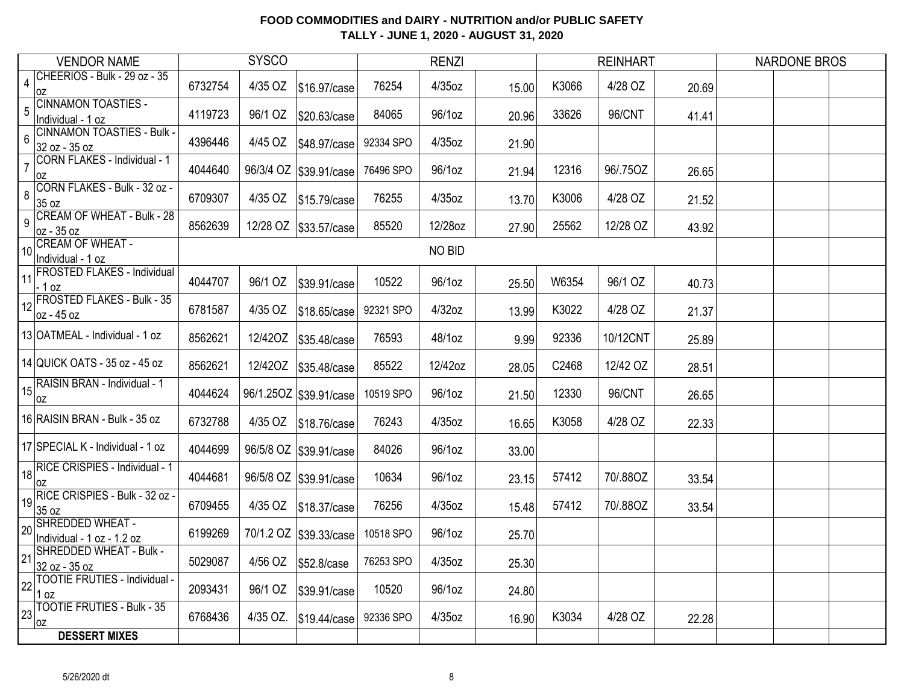# FOOD COMMODITIES and DAIRY - NUTRITION and/or PUBLIC SAFETY
## TALLY - JUNE 1, 2020 - AUGUST 31, 2020

| | VENDOR NAME | SYSCO | | | RENZI | | | REINHART | | | NARDONE BROS | | |
|---|---|---|---|---|---|---|---|---|---|---|---|---|---|
| 4 | CHEERIOS - Bulk - 29 oz - 35 oz | 6732754 | 4/35 OZ | $16.97/case | 76254 | 4/35oz | 15.00 | K3066 | 4/28 OZ | 20.69 | | | |
| 5 | CINNAMON TOASTIES - Individual - 1 oz | 4119723 | 96/1 OZ | $20.63/case | 84065 | 96/1oz | 20.96 | 33626 | 96/CNT | 41.41 | | | |
| 6 | CINNAMON TOASTIES - Bulk - 32 oz - 35 oz | 4396446 | 4/45 OZ | $48.97/case | 92334 SPO | 4/35oz | 21.90 | | | | | | |
| 7 | CORN FLAKES - Individual - 1 oz | 4044640 | 96/3/4 OZ | $39.91/case | 76496 SPO | 96/1oz | 21.94 | 12316 | 96/.75OZ | 26.65 | | | |
| 8 | CORN FLAKES - Bulk - 32 oz - 35 oz | 6709307 | 4/35 OZ | $15.79/case | 76255 | 4/35oz | 13.70 | K3006 | 4/28 OZ | 21.52 | | | |
| 9 | CREAM OF WHEAT - Bulk - 28 oz - 35 oz | 8562639 | 12/28 OZ | $33.57/case | 85520 | 12/28oz | 27.90 | 25562 | 12/28 OZ | 43.92 | | | |
| 10 | CREAM OF WHEAT - Individual - 1 oz | | | | | NO BID | | | | | | | |
| 11 | FROSTED FLAKES - Individual - 1 oz | 4044707 | 96/1 OZ | $39.91/case | 10522 | 96/1oz | 25.50 | W6354 | 96/1 OZ | 40.73 | | | |
| 12 | FROSTED FLAKES - Bulk - 35 oz - 45 oz | 6781587 | 4/35 OZ | $18.65/case | 92321 SPO | 4/32oz | 13.99 | K3022 | 4/28 OZ | 21.37 | | | |
| 13 | OATMEAL - Individual - 1 oz | 8562621 | 12/42OZ | $35.48/case | 76593 | 48/1oz | 9.99 | 92336 | 10/12CNT | 25.89 | | | |
| 14 | QUICK OATS - 35 oz - 45 oz | 8562621 | 12/42OZ | $35.48/case | 85522 | 12/42oz | 28.05 | C2468 | 12/42 OZ | 28.51 | | | |
| 15 | RAISIN BRAN - Individual - 1 oz | 4044624 | 96/1.25OZ | $39.91/case | 10519 SPO | 96/1oz | 21.50 | 12330 | 96/CNT | 26.65 | | | |
| 16 | RAISIN BRAN - Bulk - 35 oz | 6732788 | 4/35 OZ | $18.76/case | 76243 | 4/35oz | 16.65 | K3058 | 4/28 OZ | 22.33 | | | |
| 17 | SPECIAL K - Individual - 1 oz | 4044699 | 96/5/8 OZ | $39.91/case | 84026 | 96/1oz | 33.00 | | | | | | |
| 18 | RICE CRISPIES - Individual - 1 oz | 4044681 | 96/5/8 OZ | $39.91/case | 10634 | 96/1oz | 23.15 | 57412 | 70/.88OZ | 33.54 | | | |
| 19 | RICE CRISPIES - Bulk - 32 oz - 35 oz | 6709455 | 4/35 OZ | $18.37/case | 76256 | 4/35oz | 15.48 | 57412 | 70/.88OZ | 33.54 | | | |
| 20 | SHREDDED WHEAT - Individual - 1 oz - 1.2 oz | 6199269 | 70/1.2 OZ | $39.33/case | 10518 SPO | 96/1oz | 25.70 | | | | | | |
| 21 | SHREDDED WHEAT - Bulk - 32 oz - 35 oz | 5029087 | 4/56 OZ | $52.8/case | 76253 SPO | 4/35oz | 25.30 | | | | | | |
| 22 | TOOTIE FRUTIES - Individual - 1 oz | 2093431 | 96/1 OZ | $39.91/case | 10520 | 96/1oz | 24.80 | | | | | | |
| 23 | TOOTIE FRUTIES - Bulk - 35 oz | 6768436 | 4/35 OZ. | $19.44/case | 92336 SPO | 4/35oz | 16.90 | K3034 | 4/28 OZ | 22.28 | | | |
| | **DESSERT MIXES** | | | | | | | | | | | | |

5/26/2020 dt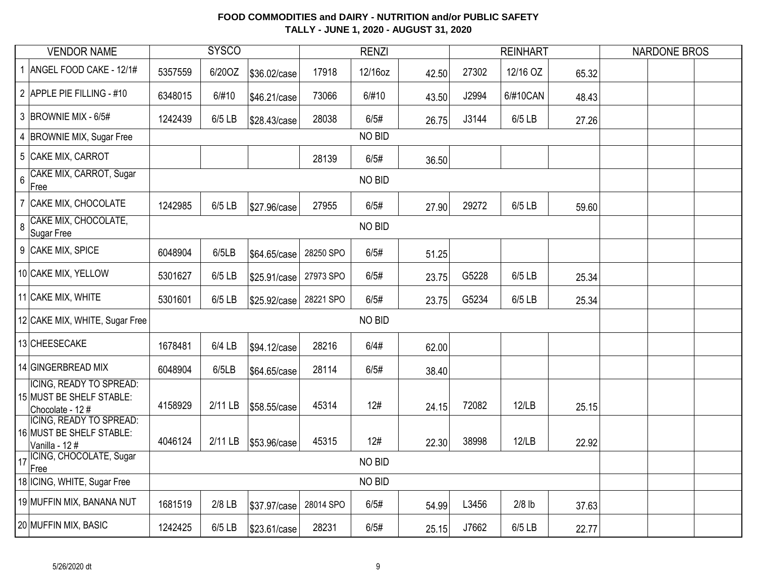**FOOD COMMODITIES and DAIRY - NUTRITION and/or PUBLIC SAFETY**
**TALLY - JUNE 1, 2020 - AUGUST 31, 2020**

| | VENDOR NAME | SYSCO | | | RENZI | | | REINHART | | | NARDONE BROS | | |
|---|---|---|---|---|---|---|---|---|---|---|---|---|---|
| 1 | ANGEL FOOD CAKE - 12/1# | 5357559 | 6/20OZ | $36.02/case | 17918 | 12/16oz | 42.50 | 27302 | 12/16 OZ | 65.32 | | | |
| 2 | APPLE PIE FILLING - #10 | 6348015 | 6/#10 | $46.21/case | 73066 | 6/#10 | 43.50 | J2994 | 6/#10CAN | 48.43 | | | |
| 3 | BROWNIE MIX - 6/5# | 1242439 | 6/5 LB | $28.43/case | 28038 | 6/5# | 26.75 | J3144 | 6/5 LB | 27.26 | | | |
| 4 | BROWNIE MIX, Sugar Free | | | | | NO BID | | | | | | | |
| 5 | CAKE MIX, CARROT | | | | 28139 | 6/5# | 36.50 | | | | | | |
| 6 | CAKE MIX, CARROT, Sugar Free | | | | | NO BID | | | | | | | |
| 7 | CAKE MIX, CHOCOLATE | 1242985 | 6/5 LB | $27.96/case | 27955 | 6/5# | 27.90 | 29272 | 6/5 LB | 59.60 | | | |
| 8 | CAKE MIX, CHOCOLATE, Sugar Free | | | | | NO BID | | | | | | | |
| 9 | CAKE MIX, SPICE | 6048904 | 6/5LB | $64.65/case | 28250 SPO | 6/5# | 51.25 | | | | | | |
| 10 | CAKE MIX, YELLOW | 5301627 | 6/5 LB | $25.91/case | 27973 SPO | 6/5# | 23.75 | G5228 | 6/5 LB | 25.34 | | | |
| 11 | CAKE MIX, WHITE | 5301601 | 6/5 LB | $25.92/case | 28221 SPO | 6/5# | 23.75 | G5234 | 6/5 LB | 25.34 | | | |
| 12 | CAKE MIX, WHITE, Sugar Free | | | | | NO BID | | | | | | | |
| 13 | CHEESECAKE | 1678481 | 6/4 LB | $94.12/case | 28216 | 6/4# | 62.00 | | | | | | |
| 14 | GINGERBREAD MIX | 6048904 | 6/5LB | $64.65/case | 28114 | 6/5# | 38.40 | | | | | | |
| 15 | ICING, READY TO SPREAD: MUST BE SHELF STABLE: Chocolate - 12 # | 4158929 | 2/11 LB | $58.55/case | 45314 | 12# | 24.15 | 72082 | 12/LB | 25.15 | | | |
| 16 | ICING, READY TO SPREAD: MUST BE SHELF STABLE: Vanilla - 12 # | 4046124 | 2/11 LB | $53.96/case | 45315 | 12# | 22.30 | 38998 | 12/LB | 22.92 | | | |
| 17 | ICING, CHOCOLATE, Sugar Free | | | | | NO BID | | | | | | | |
| 18 | ICING, WHITE, Sugar Free | | | | | NO BID | | | | | | | |
| 19 | MUFFIN MIX, BANANA NUT | 1681519 | 2/8 LB | $37.97/case | 28014 SPO | 6/5# | 54.99 | L3456 | 2/8 lb | 37.63 | | | |
| 20 | MUFFIN MIX, BASIC | 1242425 | 6/5 LB | $23.61/case | 28231 | 6/5# | 25.15 | J7662 | 6/5 LB | 22.77 | | | |

5/26/2020 dt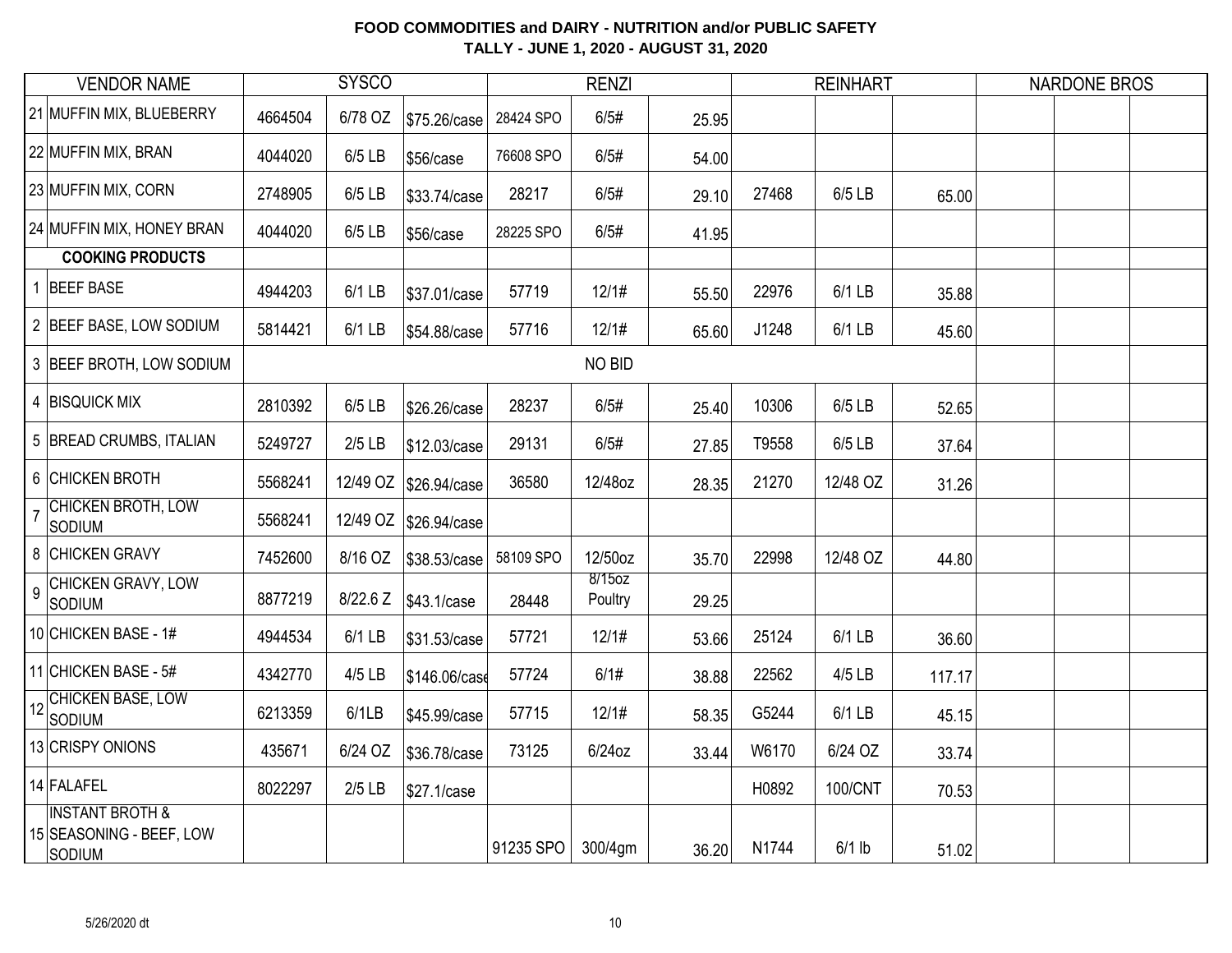# FOOD COMMODITIES and DAIRY - NUTRITION and/or PUBLIC SAFETY

## TALLY - JUNE 1, 2020 - AUGUST 31, 2020

| | VENDOR NAME | SYSCO | | | RENZI | | | REINHART | | | NARDONE BROS | | |
|---|---|---|---|---|---|---|---|---|---|---|---|---|---|
| 21 | MUFFIN MIX, BLUEBERRY | 4664504 | 6/78 OZ | $75.26/case | 28424 SPO | 6/5# | 25.95 | | | | | | |
| 22 | MUFFIN MIX, BRAN | 4044020 | 6/5 LB | $56/case | 76608 SPO | 6/5# | 54.00 | | | | | | |
| 23 | MUFFIN MIX, CORN | 2748905 | 6/5 LB | $33.74/case | 28217 | 6/5# | 29.10 | 27468 | 6/5 LB | 65.00 | | | |
| 24 | MUFFIN MIX, HONEY BRAN | 4044020 | 6/5 LB | $56/case | 28225 SPO | 6/5# | 41.95 | | | | | | |
| | **COOKING PRODUCTS** | | | | | | | | | | | | |
| 1 | BEEF BASE | 4944203 | 6/1 LB | $37.01/case | 57719 | 12/1# | 55.50 | 22976 | 6/1 LB | 35.88 | | | |
| 2 | BEEF BASE, LOW SODIUM | 5814421 | 6/1 LB | $54.88/case | 57716 | 12/1# | 65.60 | J1248 | 6/1 LB | 45.60 | | | |
| 3 | BEEF BROTH, LOW SODIUM | NO BID | | | | | | | | | | | |
| 4 | BISQUICK MIX | 2810392 | 6/5 LB | $26.26/case | 28237 | 6/5# | 25.40 | 10306 | 6/5 LB | 52.65 | | | |
| 5 | BREAD CRUMBS, ITALIAN | 5249727 | 2/5 LB | $12.03/case | 29131 | 6/5# | 27.85 | T9558 | 6/5 LB | 37.64 | | | |
| 6 | CHICKEN BROTH | 5568241 | 12/49 OZ | $26.94/case | 36580 | 12/48oz | 28.35 | 21270 | 12/48 OZ | 31.26 | | | |
| 7 | CHICKEN BROTH, LOW SODIUM | 5568241 | 12/49 OZ | $26.94/case | | | | | | | | | |
| 8 | CHICKEN GRAVY | 7452600 | 8/16 OZ | $38.53/case | 58109 SPO | 12/50oz | 35.70 | 22998 | 12/48 OZ | 44.80 | | | |
| 9 | CHICKEN GRAVY, LOW SODIUM | 8877219 | 8/22.6 Z | $43.1/case | 28448 | 8/15oz Poultry | 29.25 | | | | | | |
| 10 | CHICKEN BASE - 1# | 4944534 | 6/1 LB | $31.53/case | 57721 | 12/1# | 53.66 | 25124 | 6/1 LB | 36.60 | | | |
| 11 | CHICKEN BASE - 5# | 4342770 | 4/5 LB | $146.06/case | 57724 | 6/1# | 38.88 | 22562 | 4/5 LB | 117.17 | | | |
| 12 | CHICKEN BASE, LOW SODIUM | 6213359 | 6/1LB | $45.99/case | 57715 | 12/1# | 58.35 | G5244 | 6/1 LB | 45.15 | | | |
| 13 | CRISPY ONIONS | 435671 | 6/24 OZ | $36.78/case | 73125 | 6/24oz | 33.44 | W6170 | 6/24 OZ | 33.74 | | | |
| 14 | FALAFEL | 8022297 | 2/5 LB | $27.1/case | | | | H0892 | 100/CNT | 70.53 | | | |
| 15 | INSTANT BROTH & SEASONING - BEEF, LOW SODIUM | | | | 91235 SPO | 300/4gm | 36.20 | N1744 | 6/1 lb | 51.02 | | | |

5/26/2020 dt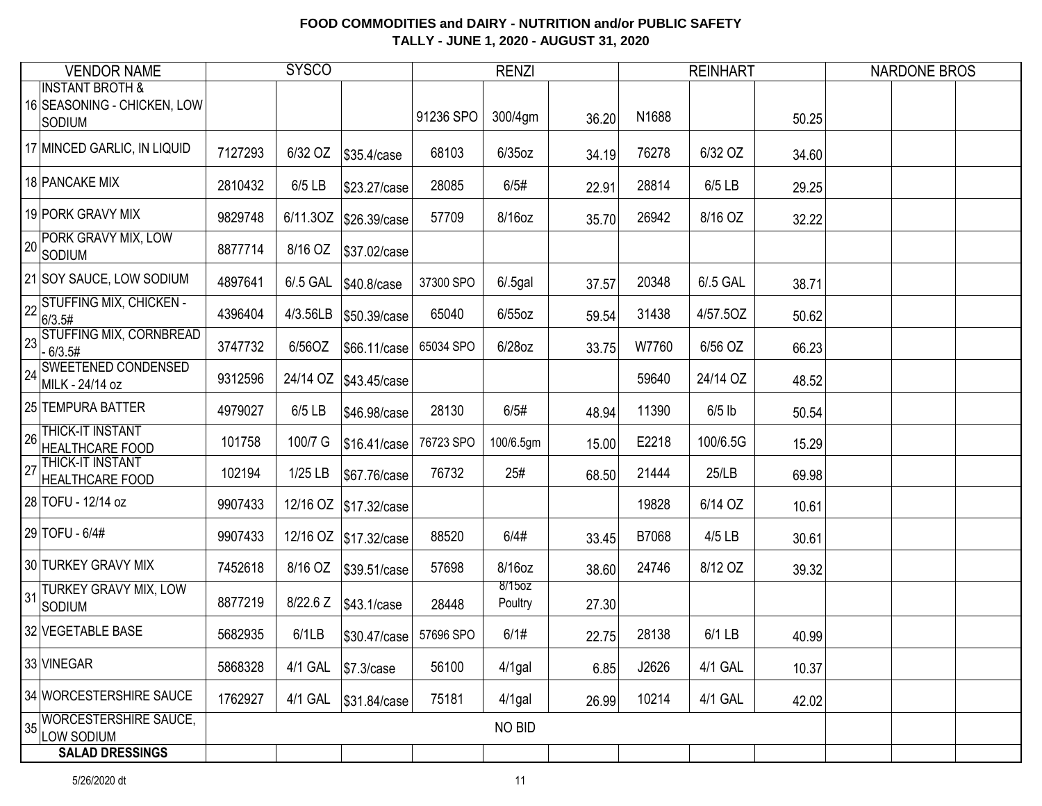**FOOD COMMODITIES and DAIRY - NUTRITION and/or PUBLIC SAFETY**
**TALLY - JUNE 1, 2020 - AUGUST 31, 2020**

| | VENDOR NAME | SYSCO | | | RENZI | | | REINHART | | | NARDONE BROS | | |
|---|---|---|---|---|---|---|---|---|---|---|---|---|---|
| 16 | INSTANT BROTH & SEASONING - CHICKEN, LOW SODIUM | | | | 91236 SPO | 300/4gm | 36.20 | N1688 | | 50.25 | | | |
| 17 | MINCED GARLIC, IN LIQUID | 7127293 | 6/32 OZ | $35.4/case | 68103 | 6/35oz | 34.19 | 76278 | 6/32 OZ | 34.60 | | | |
| 18 | PANCAKE MIX | 2810432 | 6/5 LB | $23.27/case | 28085 | 6/5# | 22.91 | 28814 | 6/5 LB | 29.25 | | | |
| 19 | PORK GRAVY MIX | 9829748 | 6/11.3OZ | $26.39/case | 57709 | 8/16oz | 35.70 | 26942 | 8/16 OZ | 32.22 | | | |
| 20 | PORK GRAVY MIX, LOW SODIUM | 8877714 | 8/16 OZ | $37.02/case | | | | | | | | | |
| 21 | SOY SAUCE, LOW SODIUM | 4897641 | 6/.5 GAL | $40.8/case | 37300 SPO | 6/.5gal | 37.57 | 20348 | 6/.5 GAL | 38.71 | | | |
| 22 | STUFFING MIX, CHICKEN - 6/3.5# | 4396404 | 4/3.56LB | $50.39/case | 65040 | 6/55oz | 59.54 | 31438 | 4/57.5OZ | 50.62 | | | |
| 23 | STUFFING MIX, CORNBREAD - 6/3.5# | 3747732 | 6/56OZ | $66.11/case | 65034 SPO | 6/28oz | 33.75 | W7760 | 6/56 OZ | 66.23 | | | |
| 24 | SWEETENED CONDENSED MILK - 24/14 oz | 9312596 | 24/14 OZ | $43.45/case | | | | 59640 | 24/14 OZ | 48.52 | | | |
| 25 | TEMPURA BATTER | 4979027 | 6/5 LB | $46.98/case | 28130 | 6/5# | 48.94 | 11390 | 6/5 lb | 50.54 | | | |
| 26 | THICK-IT INSTANT HEALTHCARE FOOD | 101758 | 100/7 G | $16.41/case | 76723 SPO | 100/6.5gm | 15.00 | E2218 | 100/6.5G | 15.29 | | | |
| 27 | THICK-IT INSTANT HEALTHCARE FOOD | 102194 | 1/25 LB | $67.76/case | 76732 | 25# | 68.50 | 21444 | 25/LB | 69.98 | | | |
| 28 | TOFU - 12/14 oz | 9907433 | 12/16 OZ | $17.32/case | | | | 19828 | 6/14 OZ | 10.61 | | | |
| 29 | TOFU - 6/4# | 9907433 | 12/16 OZ | $17.32/case | 88520 | 6/4# | 33.45 | B7068 | 4/5 LB | 30.61 | | | |
| 30 | TURKEY GRAVY MIX | 7452618 | 8/16 OZ | $39.51/case | 57698 | 8/16oz | 38.60 | 24746 | 8/12 OZ | 39.32 | | | |
| 31 | TURKEY GRAVY MIX, LOW SODIUM | 8877219 | 8/22.6 Z | $43.1/case | 28448 | 8/15oz Poultry | 27.30 | | | | | | |
| 32 | VEGETABLE BASE | 5682935 | 6/1LB | $30.47/case | 57696 SPO | 6/1# | 22.75 | 28138 | 6/1 LB | 40.99 | | | |
| 33 | VINEGAR | 5868328 | 4/1 GAL | $7.3/case | 56100 | 4/1gal | 6.85 | J2626 | 4/1 GAL | 10.37 | | | |
| 34 | WORCESTERSHIRE SAUCE | 1762927 | 4/1 GAL | $31.84/case | 75181 | 4/1gal | 26.99 | 10214 | 4/1 GAL | 42.02 | | | |
| 35 | WORCESTERSHIRE SAUCE, LOW SODIUM | | | | | NO BID | | | | | | | |
| | **SALAD DRESSINGS** | | | | | | | | | | | | |

5/26/2020 dt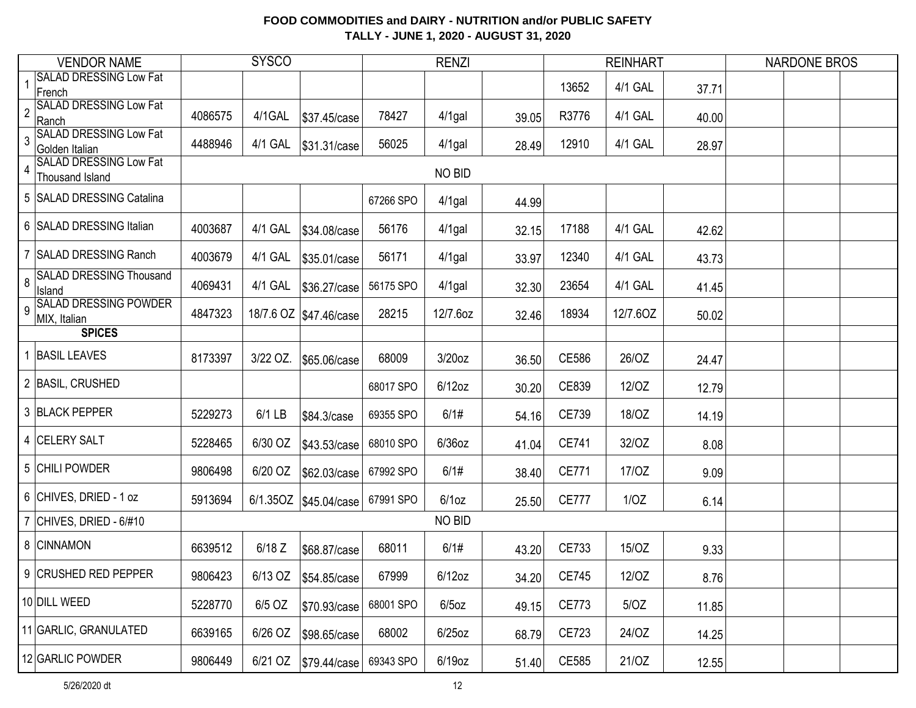**FOOD COMMODITIES and DAIRY - NUTRITION and/or PUBLIC SAFETY**
**TALLY - JUNE 1, 2020 - AUGUST 31, 2020**

| | VENDOR NAME | SYSCO | | | RENZI | | | REINHART | | | NARDONE BROS | | |
|---|---|---|---|---|---|---|---|---|---|---|---|---|---|
| 1 | SALAD DRESSING Low Fat French | | | | | | | 13652 | 4/1 GAL | 37.71 | | | |
| 2 | SALAD DRESSING Low Fat Ranch | 4086575 | 4/1GAL | $37.45/case | 78427 | 4/1gal | 39.05 | R3776 | 4/1 GAL | 40.00 | | | |
| 3 | SALAD DRESSING Low Fat Golden Italian | 4488946 | 4/1 GAL | $31.31/case | 56025 | 4/1gal | 28.49 | 12910 | 4/1 GAL | 28.97 | | | |
| 4 | SALAD DRESSING Low Fat Thousand Island | | | | | NO BID | | | | | | | |
| 5 | SALAD DRESSING Catalina | | | | 67266 SPO | 4/1gal | 44.99 | | | | | | |
| 6 | SALAD DRESSING Italian | 4003687 | 4/1 GAL | $34.08/case | 56176 | 4/1gal | 32.15 | 17188 | 4/1 GAL | 42.62 | | | |
| 7 | SALAD DRESSING Ranch | 4003679 | 4/1 GAL | $35.01/case | 56171 | 4/1gal | 33.97 | 12340 | 4/1 GAL | 43.73 | | | |
| 8 | SALAD DRESSING Thousand Island | 4069431 | 4/1 GAL | $36.27/case | 56175 SPO | 4/1gal | 32.30 | 23654 | 4/1 GAL | 41.45 | | | |
| 9 | SALAD DRESSING POWDER MIX, Italian | 4847323 | 18/7.6 OZ | $47.46/case | 28215 | 12/7.6oz | 32.46 | 18934 | 12/7.6OZ | 50.02 | | | |
| | **SPICES** | | | | | | | | | | | | |
| 1 | BASIL LEAVES | 8173397 | 3/22 OZ. | $65.06/case | 68009 | 3/20oz | 36.50 | CE586 | 26/OZ | 24.47 | | | |
| 2 | BASIL, CRUSHED | | | | 68017 SPO | 6/12oz | 30.20 | CE839 | 12/OZ | 12.79 | | | |
| 3 | BLACK PEPPER | 5229273 | 6/1 LB | $84.3/case | 69355 SPO | 6/1# | 54.16 | CE739 | 18/OZ | 14.19 | | | |
| 4 | CELERY SALT | 5228465 | 6/30 OZ | $43.53/case | 68010 SPO | 6/36oz | 41.04 | CE741 | 32/OZ | 8.08 | | | |
| 5 | CHILI POWDER | 9806498 | 6/20 OZ | $62.03/case | 67992 SPO | 6/1# | 38.40 | CE771 | 17/OZ | 9.09 | | | |
| 6 | CHIVES, DRIED - 1 oz | 5913694 | 6/1.35OZ | $45.04/case | 67991 SPO | 6/1oz | 25.50 | CE777 | 1/OZ | 6.14 | | | |
| 7 | CHIVES, DRIED - 6/#10 | | | | | NO BID | | | | | | | |
| 8 | CINNAMON | 6639512 | 6/18 Z | $68.87/case | 68011 | 6/1# | 43.20 | CE733 | 15/OZ | 9.33 | | | |
| 9 | CRUSHED RED PEPPER | 9806423 | 6/13 OZ | $54.85/case | 67999 | 6/12oz | 34.20 | CE745 | 12/OZ | 8.76 | | | |
| 10 | DILL WEED | 5228770 | 6/5 OZ | $70.93/case | 68001 SPO | 6/5oz | 49.15 | CE773 | 5/OZ | 11.85 | | | |
| 11 | GARLIC, GRANULATED | 6639165 | 6/26 OZ | $98.65/case | 68002 | 6/25oz | 68.79 | CE723 | 24/OZ | 14.25 | | | |
| 12 | GARLIC POWDER | 9806449 | 6/21 OZ | $79.44/case | 69343 SPO | 6/19oz | 51.40 | CE585 | 21/OZ | 12.55 | | | |

5/26/2020 dt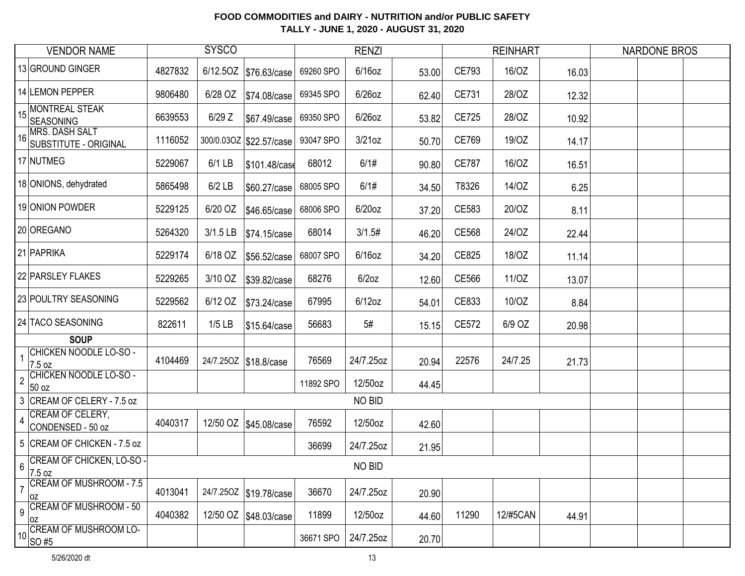**FOOD COMMODITIES and DAIRY - NUTRITION and/or PUBLIC SAFETY**
**TALLY - JUNE 1, 2020 - AUGUST 31, 2020**

| VENDOR NAME | | SYSCO | | | RENZI | | | REINHART | | | NARDONE BROS | | |
|---|---|---|---|---|---|---|---|---|---|---|---|---|---|
| 13 | GROUND GINGER | 4827832 | 6/12.5OZ | $76.63/case | 69260 SPO | 6/16oz | 53.00 | CE793 | 16/OZ | 16.03 | | | |
| 14 | LEMON PEPPER | 9806480 | 6/28 OZ | $74.08/case | 69345 SPO | 6/26oz | 62.40 | CE731 | 28/OZ | 12.32 | | | |
| 15 | MONTREAL STEAK SEASONING | 6639553 | 6/29 Z | $67.49/case | 69350 SPO | 6/26oz | 53.82 | CE725 | 28/OZ | 10.92 | | | |
| 16 | MRS. DASH SALT SUBSTITUTE - ORIGINAL | 1116052 | 300/0.03OZ | $22.57/case | 93047 SPO | 3/21oz | 50.70 | CE769 | 19/OZ | 14.17 | | | |
| 17 | NUTMEG | 5229067 | 6/1 LB | $101.48/case | 68012 | 6/1# | 90.80 | CE787 | 16/OZ | 16.51 | | | |
| 18 | ONIONS, dehydrated | 5865498 | 6/2 LB | $60.27/case | 68005 SPO | 6/1# | 34.50 | T8326 | 14/OZ | 6.25 | | | |
| 19 | ONION POWDER | 5229125 | 6/20 OZ | $46.65/case | 68006 SPO | 6/20oz | 37.20 | CE583 | 20/OZ | 8.11 | | | |
| 20 | OREGANO | 5264320 | 3/1.5 LB | $74.15/case | 68014 | 3/1.5# | 46.20 | CE568 | 24/OZ | 22.44 | | | |
| 21 | PAPRIKA | 5229174 | 6/18 OZ | $56.52/case | 68007 SPO | 6/16oz | 34.20 | CE825 | 18/OZ | 11.14 | | | |
| 22 | PARSLEY FLAKES | 5229265 | 3/10 OZ | $39.82/case | 68276 | 6/2oz | 12.60 | CE566 | 11/OZ | 13.07 | | | |
| 23 | POULTRY SEASONING | 5229562 | 6/12 OZ | $73.24/case | 67995 | 6/12oz | 54.01 | CE833 | 10/OZ | 8.84 | | | |
| 24 | TACO SEASONING | 822611 | 1/5 LB | $15.64/case | 56683 | 5# | 15.15 | CE572 | 6/9 OZ | 20.98 | | | |
| | **SOUP** | | | | | | | | | | | | |
| 1 | CHICKEN NOODLE LO-SO - 7.5 oz | 4104469 | 24/7.25OZ | $18.8/case | 76569 | 24/7.25oz | 20.94 | 22576 | 24/7.25 | 21.73 | | | |
| 2 | CHICKEN NOODLE LO-SO - 50 oz | | | | 11892 SPO | 12/50oz | 44.45 | | | | | | |
| 3 | CREAM OF CELERY - 7.5 oz | | | | | NO BID | | | | | | | |
| 4 | CREAM OF CELERY, CONDENSED - 50 oz | 4040317 | 12/50 OZ | $45.08/case | 76592 | 12/50oz | 42.60 | | | | | | |
| 5 | CREAM OF CHICKEN - 7.5 oz | | | | 36699 | 24/7.25oz | 21.95 | | | | | | |
| 6 | CREAM OF CHICKEN, LO-SO - 7.5 oz | | | | | NO BID | | | | | | | |
| 7 | CREAM OF MUSHROOM - 7.5 oz | 4013041 | 24/7.25OZ | $19.78/case | 36670 | 24/7.25oz | 20.90 | | | | | | |
| 9 | CREAM OF MUSHROOM - 50 oz | 4040382 | 12/50 OZ | $48.03/case | 11899 | 12/50oz | 44.60 | 11290 | 12/#5CAN | 44.91 | | | |
| 10 | CREAM OF MUSHROOM LO-SO #5 | | | | 36671 SPO | 24/7.25oz | 20.70 | | | | | | |

5/26/2020 dt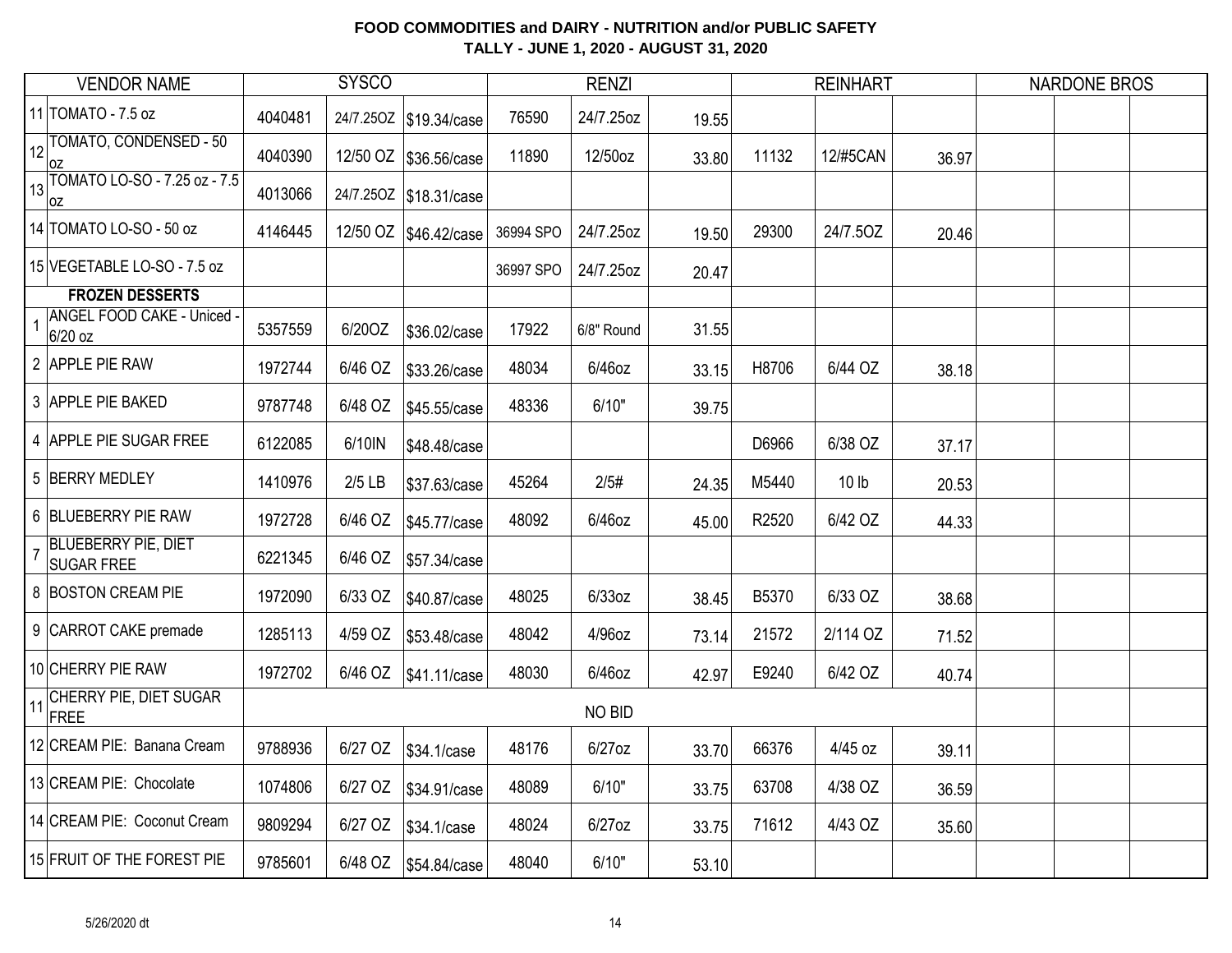# FOOD COMMODITIES and DAIRY - NUTRITION and/or PUBLIC SAFETY

## TALLY - JUNE 1, 2020 - AUGUST 31, 2020

| | VENDOR NAME | SYSCO | | | RENZI | | | REINHART | | | NARDONE BROS | | |
|---|---|---|---|---|---|---|---|---|---|---|---|---|---|
| 11 | TOMATO - 7.5 oz | 4040481 | 24/7.25OZ | $19.34/case | 76590 | 24/7.25oz | 19.55 | | | | | | |
| 12 | TOMATO, CONDENSED - 50 oz | 4040390 | 12/50 OZ | $36.56/case | 11890 | 12/50oz | 33.80 | 11132 | 12/#5CAN | 36.97 | | | |
| 13 | TOMATO LO-SO - 7.25 oz - 7.5 oz | 4013066 | 24/7.25OZ | $18.31/case | | | | | | | | | |
| 14 | TOMATO LO-SO - 50 oz | 4146445 | 12/50 OZ | $46.42/case | 36994 SPO | 24/7.25oz | 19.50 | 29300 | 24/7.5OZ | 20.46 | | | |
| 15 | VEGETABLE LO-SO - 7.5 oz | | | | 36997 SPO | 24/7.25oz | 20.47 | | | | | | |
| | **FROZEN DESSERTS** | | | | | | | | | | | | |
| 1 | ANGEL FOOD CAKE - Uniced - 6/20 oz | 5357559 | 6/20OZ | $36.02/case | 17922 | 6/8" Round | 31.55 | | | | | | |
| 2 | APPLE PIE RAW | 1972744 | 6/46 OZ | $33.26/case | 48034 | 6/46oz | 33.15 | H8706 | 6/44 OZ | 38.18 | | | |
| 3 | APPLE PIE BAKED | 9787748 | 6/48 OZ | $45.55/case | 48336 | 6/10" | 39.75 | | | | | | |
| 4 | APPLE PIE SUGAR FREE | 6122085 | 6/10IN | $48.48/case | | | | D6966 | 6/38 OZ | 37.17 | | | |
| 5 | BERRY MEDLEY | 1410976 | 2/5 LB | $37.63/case | 45264 | 2/5# | 24.35 | M5440 | 10 lb | 20.53 | | | |
| 6 | BLUEBERRY PIE RAW | 1972728 | 6/46 OZ | $45.77/case | 48092 | 6/46oz | 45.00 | R2520 | 6/42 OZ | 44.33 | | | |
| 7 | BLUEBERRY PIE, DIET SUGAR FREE | 6221345 | 6/46 OZ | $57.34/case | | | | | | | | | |
| 8 | BOSTON CREAM PIE | 1972090 | 6/33 OZ | $40.87/case | 48025 | 6/33oz | 38.45 | B5370 | 6/33 OZ | 38.68 | | | |
| 9 | CARROT CAKE premade | 1285113 | 4/59 OZ | $53.48/case | 48042 | 4/96oz | 73.14 | 21572 | 2/114 OZ | 71.52 | | | |
| 10 | CHERRY PIE RAW | 1972702 | 6/46 OZ | $41.11/case | 48030 | 6/46oz | 42.97 | E9240 | 6/42 OZ | 40.74 | | | |
| 11 | CHERRY PIE, DIET SUGAR FREE | | | | | NO BID | | | | | | | |
| 12 | CREAM PIE: Banana Cream | 9788936 | 6/27 OZ | $34.1/case | 48176 | 6/27oz | 33.70 | 66376 | 4/45 oz | 39.11 | | | |
| 13 | CREAM PIE: Chocolate | 1074806 | 6/27 OZ | $34.91/case | 48089 | 6/10" | 33.75 | 63708 | 4/38 OZ | 36.59 | | | |
| 14 | CREAM PIE: Coconut Cream | 9809294 | 6/27 OZ | $34.1/case | 48024 | 6/27oz | 33.75 | 71612 | 4/43 OZ | 35.60 | | | |
| 15 | FRUIT OF THE FOREST PIE | 9785601 | 6/48 OZ | $54.84/case | 48040 | 6/10" | 53.10 | | | | | | |

5/26/2020 dt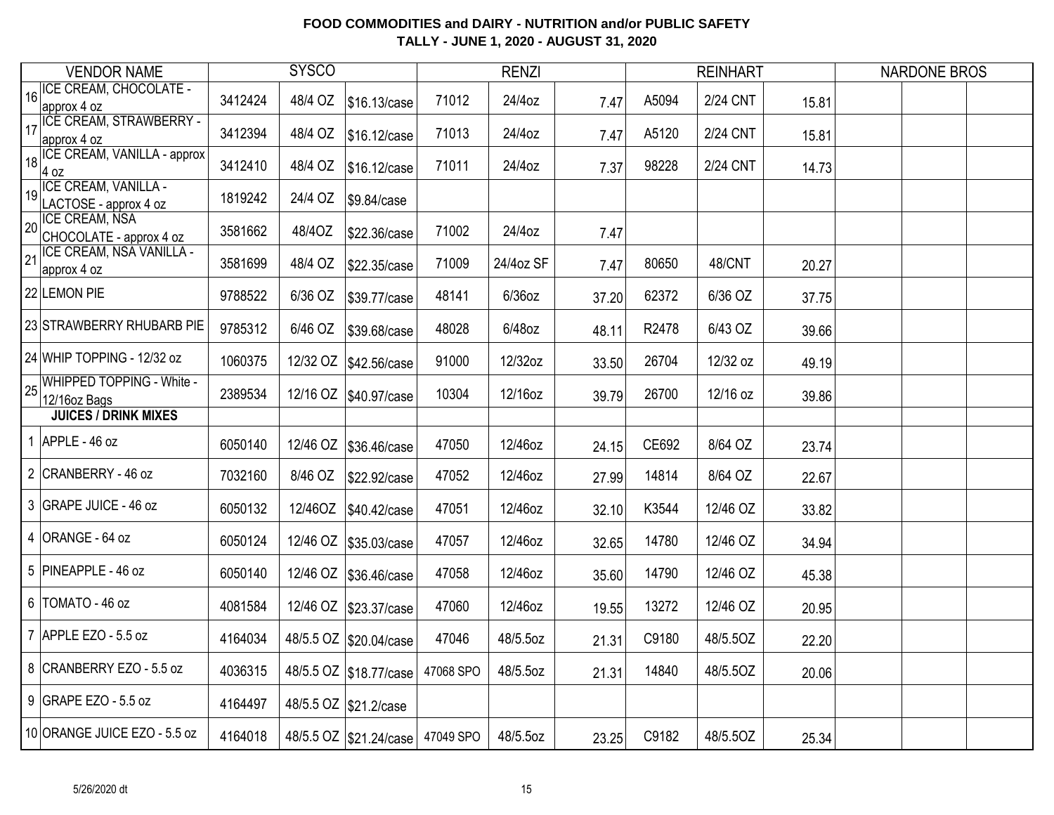# FOOD COMMODITIES and DAIRY - NUTRITION and/or PUBLIC SAFETY
## TALLY - JUNE 1, 2020 - AUGUST 31, 2020

| | VENDOR NAME | SYSCO | | | RENZI | | | REINHART | | | NARDONE BROS | | |
|---|---|---|---|---|---|---|---|---|---|---|---|---|---|
| 16 | ICE CREAM, CHOCOLATE - approx 4 oz | 3412424 | 48/4 OZ | $16.13/case | 71012 | 24/4oz | 7.47 | A5094 | 2/24 CNT | 15.81 | | | |
| 17 | ICE CREAM, STRAWBERRY - approx 4 oz | 3412394 | 48/4 OZ | $16.12/case | 71013 | 24/4oz | 7.47 | A5120 | 2/24 CNT | 15.81 | | | |
| 18 | ICE CREAM, VANILLA - approx 4 oz | 3412410 | 48/4 OZ | $16.12/case | 71011 | 24/4oz | 7.37 | 98228 | 2/24 CNT | 14.73 | | | |
| 19 | ICE CREAM, VANILLA - LACTOSE - approx 4 oz | 1819242 | 24/4 OZ | $9.84/case | | | | | | | | | |
| 20 | ICE CREAM, NSA CHOCOLATE - approx 4 oz | 3581662 | 48/4OZ | $22.36/case | 71002 | 24/4oz | 7.47 | | | | | | |
| 21 | ICE CREAM, NSA VANILLA - approx 4 oz | 3581699 | 48/4 OZ | $22.35/case | 71009 | 24/4oz SF | 7.47 | 80650 | 48/CNT | 20.27 | | | |
| 22 | LEMON PIE | 9788522 | 6/36 OZ | $39.77/case | 48141 | 6/36oz | 37.20 | 62372 | 6/36 OZ | 37.75 | | | |
| 23 | STRAWBERRY RHUBARB PIE | 9785312 | 6/46 OZ | $39.68/case | 48028 | 6/48oz | 48.11 | R2478 | 6/43 OZ | 39.66 | | | |
| 24 | WHIP TOPPING - 12/32 oz | 1060375 | 12/32 OZ | $42.56/case | 91000 | 12/32oz | 33.50 | 26704 | 12/32 oz | 49.19 | | | |
| 25 | WHIPPED TOPPING - White - 12/16oz Bags | 2389534 | 12/16 OZ | $40.97/case | 10304 | 12/16oz | 39.79 | 26700 | 12/16 oz | 39.86 | | | |
| | **JUICES / DRINK MIXES** | | | | | | | | | | | | |
| 1 | APPLE - 46 oz | 6050140 | 12/46 OZ | $36.46/case | 47050 | 12/46oz | 24.15 | CE692 | 8/64 OZ | 23.74 | | | |
| 2 | CRANBERRY - 46 oz | 7032160 | 8/46 OZ | $22.92/case | 47052 | 12/46oz | 27.99 | 14814 | 8/64 OZ | 22.67 | | | |
| 3 | GRAPE JUICE - 46 oz | 6050132 | 12/46OZ | $40.42/case | 47051 | 12/46oz | 32.10 | K3544 | 12/46 OZ | 33.82 | | | |
| 4 | ORANGE - 64 oz | 6050124 | 12/46 OZ | $35.03/case | 47057 | 12/46oz | 32.65 | 14780 | 12/46 OZ | 34.94 | | | |
| 5 | PINEAPPLE - 46 oz | 6050140 | 12/46 OZ | $36.46/case | 47058 | 12/46oz | 35.60 | 14790 | 12/46 OZ | 45.38 | | | |
| 6 | TOMATO - 46 oz | 4081584 | 12/46 OZ | $23.37/case | 47060 | 12/46oz | 19.55 | 13272 | 12/46 OZ | 20.95 | | | |
| 7 | APPLE EZO - 5.5 oz | 4164034 | 48/5.5 OZ | $20.04/case | 47046 | 48/5.5oz | 21.31 | C9180 | 48/5.5OZ | 22.20 | | | |
| 8 | CRANBERRY EZO - 5.5 oz | 4036315 | 48/5.5 OZ | $18.77/case | 47068 SPO | 48/5.5oz | 21.31 | 14840 | 48/5.5OZ | 20.06 | | | |
| 9 | GRAPE EZO - 5.5 oz | 4164497 | 48/5.5 OZ | $21.2/case | | | | | | | | | |
| 10 | ORANGE JUICE EZO - 5.5 oz | 4164018 | 48/5.5 OZ | $21.24/case | 47049 SPO | 48/5.5oz | 23.25 | C9182 | 48/5.5OZ | 25.34 | | | |

5/26/2020 dt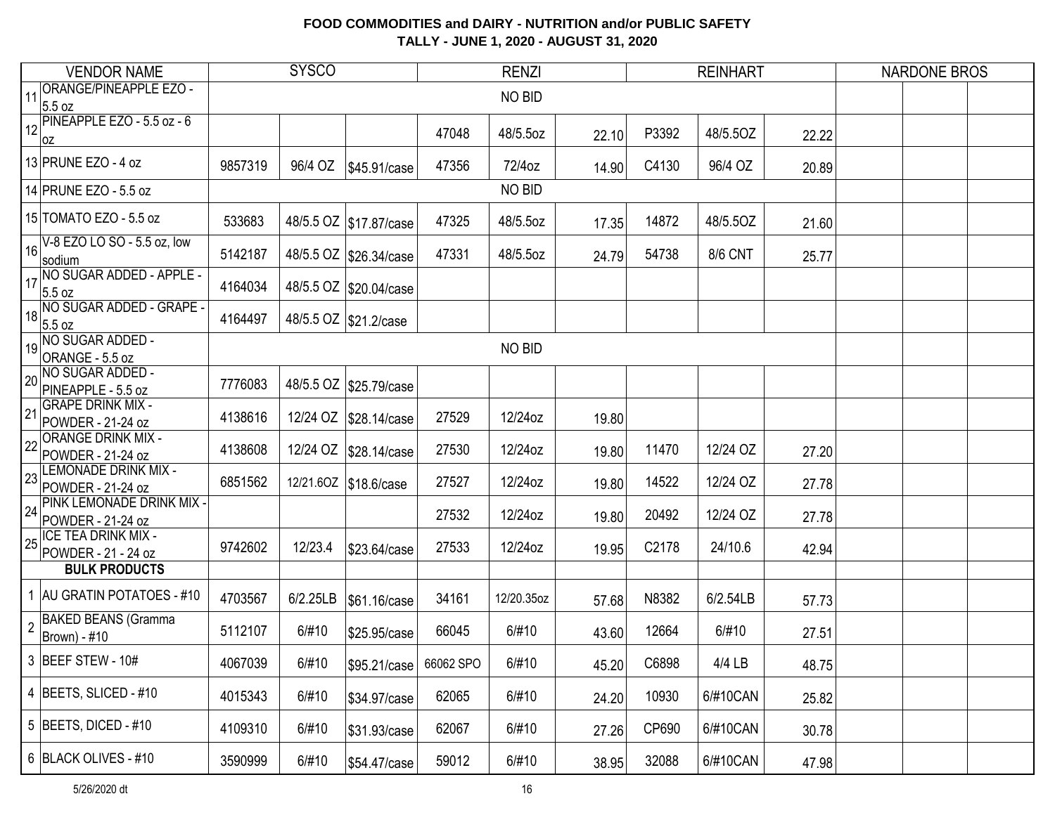**FOOD COMMODITIES and DAIRY - NUTRITION and/or PUBLIC SAFETY**
**TALLY - JUNE 1, 2020 - AUGUST 31, 2020**

| | VENDOR NAME | SYSCO | | | RENZI | | | REINHART | | | NARDONE BROS | | |
|---|---|---|---|---|---|---|---|---|---|---|---|---|---|
| 11 | ORANGE/PINEAPPLE EZO - 5.5 oz | NO BID | | | | | | | | | | | |
| 12 | PINEAPPLE EZO - 5.5 oz - 6 oz | | | | 47048 | 48/5.5oz | 22.10 | P3392 | 48/5.5OZ | 22.22 | | | |
| 13 | PRUNE EZO - 4 oz | 9857319 | 96/4 OZ | $45.91/case | 47356 | 72/4oz | 14.90 | C4130 | 96/4 OZ | 20.89 | | | |
| 14 | PRUNE EZO - 5.5 oz | NO BID | | | | | | | | | | | |
| 15 | TOMATO EZO - 5.5 oz | 533683 | 48/5.5 OZ | $17.87/case | 47325 | 48/5.5oz | 17.35 | 14872 | 48/5.5OZ | 21.60 | | | |
| 16 | V-8 EZO LO SO - 5.5 oz, low sodium | 5142187 | 48/5.5 OZ | $26.34/case | 47331 | 48/5.5oz | 24.79 | 54738 | 8/6 CNT | 25.77 | | | |
| 17 | NO SUGAR ADDED - APPLE - 5.5 oz | 4164034 | 48/5.5 OZ | $20.04/case | | | | | | | | | |
| 18 | NO SUGAR ADDED - GRAPE - 5.5 oz | 4164497 | 48/5.5 OZ | $21.2/case | | | | | | | | | |
| 19 | NO SUGAR ADDED - ORANGE - 5.5 oz | NO BID | | | | | | | | | | | |
| 20 | NO SUGAR ADDED - PINEAPPLE - 5.5 oz | 7776083 | 48/5.5 OZ | $25.79/case | | | | | | | | | |
| 21 | GRAPE DRINK MIX - POWDER - 21-24 oz | 4138616 | 12/24 OZ | $28.14/case | 27529 | 12/24oz | 19.80 | | | | | | |
| 22 | ORANGE DRINK MIX - POWDER - 21-24 oz | 4138608 | 12/24 OZ | $28.14/case | 27530 | 12/24oz | 19.80 | 11470 | 12/24 OZ | 27.20 | | | |
| 23 | LEMONADE DRINK MIX - POWDER - 21-24 oz | 6851562 | 12/21.6OZ | $18.6/case | 27527 | 12/24oz | 19.80 | 14522 | 12/24 OZ | 27.78 | | | |
| 24 | PINK LEMONADE DRINK MIX - POWDER - 21-24 oz | | | | 27532 | 12/24oz | 19.80 | 20492 | 12/24 OZ | 27.78 | | | |
| 25 | ICE TEA DRINK MIX - POWDER - 21 - 24 oz | 9742602 | 12/23.4 | $23.64/case | 27533 | 12/24oz | 19.95 | C2178 | 24/10.6 | 42.94 | | | |
| | **BULK PRODUCTS** | | | | | | | | | | | | |
| 1 | AU GRATIN POTATOES - #10 | 4703567 | 6/2.25LB | $61.16/case | 34161 | 12/20.35oz | 57.68 | N8382 | 6/2.54LB | 57.73 | | | |
| 2 | BAKED BEANS (Gramma Brown) - #10 | 5112107 | 6/#10 | $25.95/case | 66045 | 6/#10 | 43.60 | 12664 | 6/#10 | 27.51 | | | |
| 3 | BEEF STEW - 10# | 4067039 | 6/#10 | $95.21/case | 66062 SPO | 6/#10 | 45.20 | C6898 | 4/4 LB | 48.75 | | | |
| 4 | BEETS, SLICED - #10 | 4015343 | 6/#10 | $34.97/case | 62065 | 6/#10 | 24.20 | 10930 | 6/#10CAN | 25.82 | | | |
| 5 | BEETS, DICED - #10 | 4109310 | 6/#10 | $31.93/case | 62067 | 6/#10 | 27.26 | CP690 | 6/#10CAN | 30.78 | | | |
| 6 | BLACK OLIVES - #10 | 3590999 | 6/#10 | $54.47/case | 59012 | 6/#10 | 38.95 | 32088 | 6/#10CAN | 47.98 | | | |

5/26/2020 dt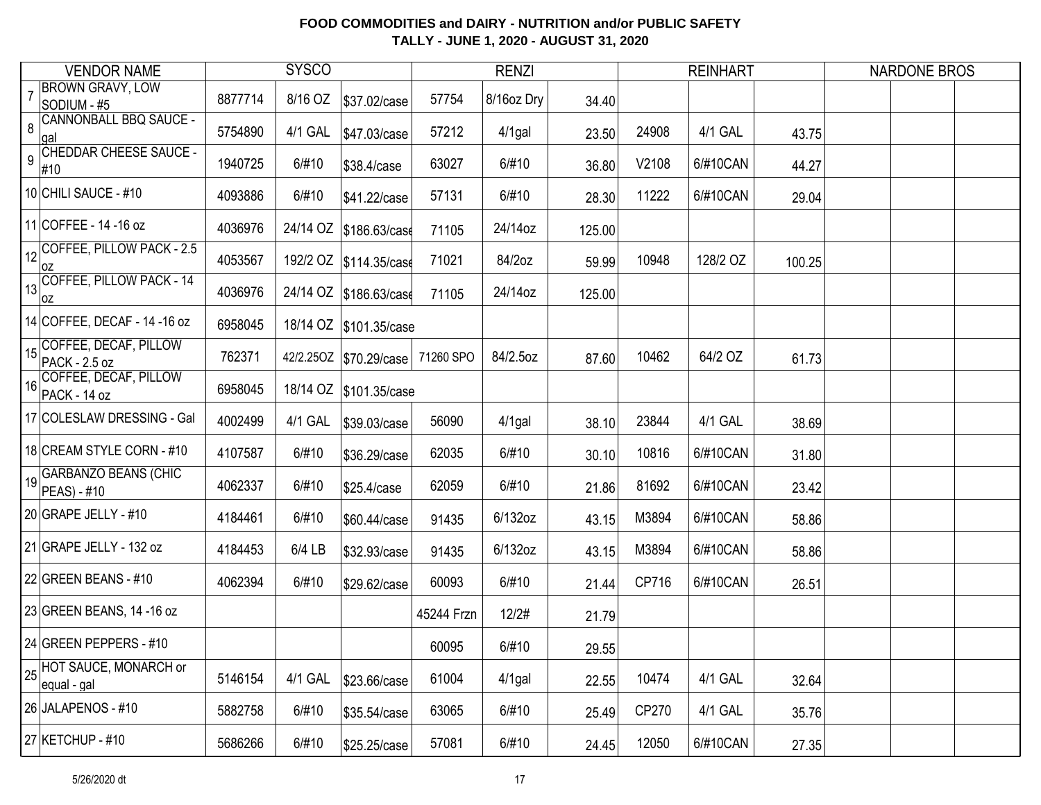# FOOD COMMODITIES and DAIRY - NUTRITION and/or PUBLIC SAFETY
## TALLY - JUNE 1, 2020 - AUGUST 31, 2020

| | VENDOR NAME | SYSCO | | | RENZI | | | REINHART | | | NARDONE BROS | | |
|---|---|---|---|---|---|---|---|---|---|---|---|---|---|
| 7 | BROWN GRAVY, LOW SODIUM - #5 | 8877714 | 8/16 OZ | $37.02/case | 57754 | 8/16oz Dry | 34.40 | | | | | | |
| 8 | CANNONBALL BBQ SAUCE - gal | 5754890 | 4/1 GAL | $47.03/case | 57212 | 4/1gal | 23.50 | 24908 | 4/1 GAL | 43.75 | | | |
| 9 | CHEDDAR CHEESE SAUCE - #10 | 1940725 | 6/#10 | $38.4/case | 63027 | 6/#10 | 36.80 | V2108 | 6/#10CAN | 44.27 | | | |
| 10 | CHILI SAUCE - #10 | 4093886 | 6/#10 | $41.22/case | 57131 | 6/#10 | 28.30 | 11222 | 6/#10CAN | 29.04 | | | |
| 11 | COFFEE - 14 -16 oz | 4036976 | 24/14 OZ | $186.63/case | 71105 | 24/14oz | 125.00 | | | | | | |
| 12 | COFFEE, PILLOW PACK - 2.5 oz | 4053567 | 192/2 OZ | $114.35/case | 71021 | 84/2oz | 59.99 | 10948 | 128/2 OZ | 100.25 | | | |
| 13 | COFFEE, PILLOW PACK - 14 oz | 4036976 | 24/14 OZ | $186.63/case | 71105 | 24/14oz | 125.00 | | | | | | |
| 14 | COFFEE, DECAF - 14 -16 oz | 6958045 | 18/14 OZ | $101.35/case | | | | | | | | | |
| 15 | COFFEE, DECAF, PILLOW PACK - 2.5 oz | 762371 | 42/2.25OZ | $70.29/case | 71260 SPO | 84/2.5oz | 87.60 | 10462 | 64/2 OZ | 61.73 | | | |
| 16 | COFFEE, DECAF, PILLOW PACK - 14 oz | 6958045 | 18/14 OZ | $101.35/case | | | | | | | | | |
| 17 | COLESLAW DRESSING - Gal | 4002499 | 4/1 GAL | $39.03/case | 56090 | 4/1gal | 38.10 | 23844 | 4/1 GAL | 38.69 | | | |
| 18 | CREAM STYLE CORN - #10 | 4107587 | 6/#10 | $36.29/case | 62035 | 6/#10 | 30.10 | 10816 | 6/#10CAN | 31.80 | | | |
| 19 | GARBANZO BEANS (CHIC PEAS) - #10 | 4062337 | 6/#10 | $25.4/case | 62059 | 6/#10 | 21.86 | 81692 | 6/#10CAN | 23.42 | | | |
| 20 | GRAPE JELLY - #10 | 4184461 | 6/#10 | $60.44/case | 91435 | 6/132oz | 43.15 | M3894 | 6/#10CAN | 58.86 | | | |
| 21 | GRAPE JELLY - 132 oz | 4184453 | 6/4 LB | $32.93/case | 91435 | 6/132oz | 43.15 | M3894 | 6/#10CAN | 58.86 | | | |
| 22 | GREEN BEANS - #10 | 4062394 | 6/#10 | $29.62/case | 60093 | 6/#10 | 21.44 | CP716 | 6/#10CAN | 26.51 | | | |
| 23 | GREEN BEANS, 14 -16 oz | | | | 45244 Frzn | 12/2# | 21.79 | | | | | | |
| 24 | GREEN PEPPERS - #10 | | | | 60095 | 6/#10 | 29.55 | | | | | | |
| 25 | HOT SAUCE, MONARCH or equal - gal | 5146154 | 4/1 GAL | $23.66/case | 61004 | 4/1gal | 22.55 | 10474 | 4/1 GAL | 32.64 | | | |
| 26 | JALAPENOS - #10 | 5882758 | 6/#10 | $35.54/case | 63065 | 6/#10 | 25.49 | CP270 | 4/1 GAL | 35.76 | | | |
| 27 | KETCHUP - #10 | 5686266 | 6/#10 | $25.25/case | 57081 | 6/#10 | 24.45 | 12050 | 6/#10CAN | 27.35 | | | |

5/26/2020 dt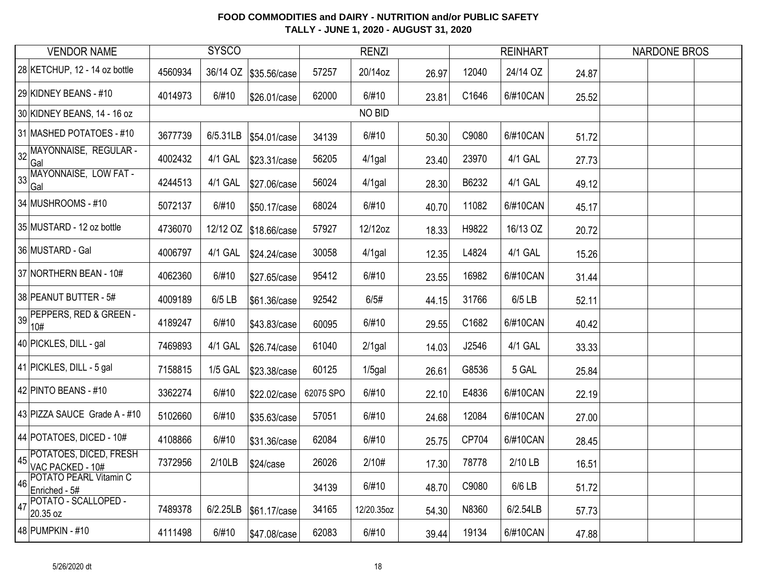**FOOD COMMODITIES and DAIRY - NUTRITION and/or PUBLIC SAFETY**
**TALLY - JUNE 1, 2020 - AUGUST 31, 2020**

| VENDOR NAME | SYSCO | | | RENZI | | | REINHART | | | NARDONE BROS | | |
|---|---|---|---|---|---|---|---|---|---|---|---|---|
| 28 KETCHUP, 12 - 14 oz bottle | 4560934 | 36/14 OZ | $35.56/case | 57257 | 20/14oz | 26.97 | 12040 | 24/14 OZ | 24.87 | | | |
| 29 KIDNEY BEANS - #10 | 4014973 | 6/#10 | $26.01/case | 62000 | 6/#10 | 23.81 | C1646 | 6/#10CAN | 25.52 | | | |
| 30 KIDNEY BEANS, 14 - 16 oz | | | | | NO BID | | | | | | | |
| 31 MASHED POTATOES - #10 | 3677739 | 6/5.31LB | $54.01/case | 34139 | 6/#10 | 50.30 | C9080 | 6/#10CAN | 51.72 | | | |
| 32 MAYONNAISE, REGULAR - Gal | 4002432 | 4/1 GAL | $23.31/case | 56205 | 4/1gal | 23.40 | 23970 | 4/1 GAL | 27.73 | | | |
| 33 MAYONNAISE, LOW FAT - Gal | 4244513 | 4/1 GAL | $27.06/case | 56024 | 4/1gal | 28.30 | B6232 | 4/1 GAL | 49.12 | | | |
| 34 MUSHROOMS - #10 | 5072137 | 6/#10 | $50.17/case | 68024 | 6/#10 | 40.70 | 11082 | 6/#10CAN | 45.17 | | | |
| 35 MUSTARD - 12 oz bottle | 4736070 | 12/12 OZ | $18.66/case | 57927 | 12/12oz | 18.33 | H9822 | 16/13 OZ | 20.72 | | | |
| 36 MUSTARD - Gal | 4006797 | 4/1 GAL | $24.24/case | 30058 | 4/1gal | 12.35 | L4824 | 4/1 GAL | 15.26 | | | |
| 37 NORTHERN BEAN - 10# | 4062360 | 6/#10 | $27.65/case | 95412 | 6/#10 | 23.55 | 16982 | 6/#10CAN | 31.44 | | | |
| 38 PEANUT BUTTER - 5# | 4009189 | 6/5 LB | $61.36/case | 92542 | 6/5# | 44.15 | 31766 | 6/5 LB | 52.11 | | | |
| 39 PEPPERS, RED & GREEN - 10# | 4189247 | 6/#10 | $43.83/case | 60095 | 6/#10 | 29.55 | C1682 | 6/#10CAN | 40.42 | | | |
| 40 PICKLES, DILL - gal | 7469893 | 4/1 GAL | $26.74/case | 61040 | 2/1gal | 14.03 | J2546 | 4/1 GAL | 33.33 | | | |
| 41 PICKLES, DILL - 5 gal | 7158815 | 1/5 GAL | $23.38/case | 60125 | 1/5gal | 26.61 | G8536 | 5 GAL | 25.84 | | | |
| 42 PINTO BEANS - #10 | 3362274 | 6/#10 | $22.02/case | 62075 SPO | 6/#10 | 22.10 | E4836 | 6/#10CAN | 22.19 | | | |
| 43 PIZZA SAUCE Grade A - #10 | 5102660 | 6/#10 | $35.63/case | 57051 | 6/#10 | 24.68 | 12084 | 6/#10CAN | 27.00 | | | |
| 44 POTATOES, DICED - 10# | 4108866 | 6/#10 | $31.36/case | 62084 | 6/#10 | 25.75 | CP704 | 6/#10CAN | 28.45 | | | |
| 45 POTATOES, DICED, FRESH VAC PACKED - 10# | 7372956 | 2/10LB | $24/case | 26026 | 2/10# | 17.30 | 78778 | 2/10 LB | 16.51 | | | |
| 46 POTATO PEARL Vitamin C Enriched - 5# | | | | 34139 | 6/#10 | 48.70 | C9080 | 6/6 LB | 51.72 | | | |
| 47 POTATO - SCALLOPED - 20.35 oz | 7489378 | 6/2.25LB | $61.17/case | 34165 | 12/20.35oz | 54.30 | N8360 | 6/2.54LB | 57.73 | | | |
| 48 PUMPKIN - #10 | 4111498 | 6/#10 | $47.08/case | 62083 | 6/#10 | 39.44 | 19134 | 6/#10CAN | 47.88 | | | |

5/26/2020 dt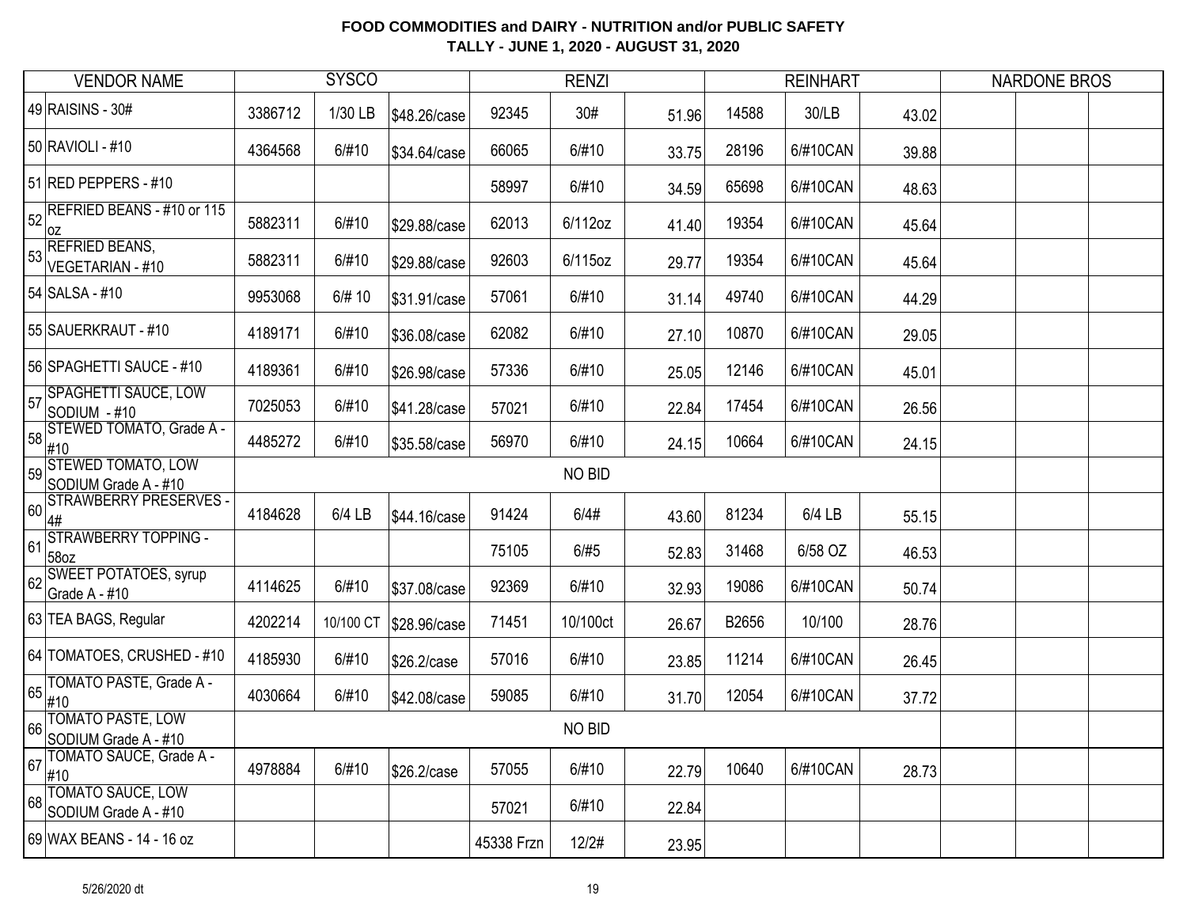# FOOD COMMODITIES and DAIRY - NUTRITION and/or PUBLIC SAFETY
## TALLY - JUNE 1, 2020 - AUGUST 31, 2020

| VENDOR NAME | SYSCO | | | RENZI | | | REINHART | | | NARDONE BROS | | |
|---|---|---|---|---|---|---|---|---|---|---|---|---|
| 49 RAISINS - 30# | 3386712 | 1/30 LB | $48.26/case | 92345 | 30# | 51.96 | 14588 | 30/LB | 43.02 | | | |
| 50 RAVIOLI - #10 | 4364568 | 6/#10 | $34.64/case | 66065 | 6/#10 | 33.75 | 28196 | 6/#10CAN | 39.88 | | | |
| 51 RED PEPPERS - #10 | | | | 58997 | 6/#10 | 34.59 | 65698 | 6/#10CAN | 48.63 | | | |
| 52 REFRIED BEANS - #10 or 115 oz | 5882311 | 6/#10 | $29.88/case | 62013 | 6/112oz | 41.40 | 19354 | 6/#10CAN | 45.64 | | | |
| 53 REFRIED BEANS, VEGETARIAN - #10 | 5882311 | 6/#10 | $29.88/case | 92603 | 6/115oz | 29.77 | 19354 | 6/#10CAN | 45.64 | | | |
| 54 SALSA - #10 | 9953068 | 6/# 10 | $31.91/case | 57061 | 6/#10 | 31.14 | 49740 | 6/#10CAN | 44.29 | | | |
| 55 SAUERKRAUT - #10 | 4189171 | 6/#10 | $36.08/case | 62082 | 6/#10 | 27.10 | 10870 | 6/#10CAN | 29.05 | | | |
| 56 SPAGHETTI SAUCE - #10 | 4189361 | 6/#10 | $26.98/case | 57336 | 6/#10 | 25.05 | 12146 | 6/#10CAN | 45.01 | | | |
| 57 SPAGHETTI SAUCE, LOW SODIUM - #10 | 7025053 | 6/#10 | $41.28/case | 57021 | 6/#10 | 22.84 | 17454 | 6/#10CAN | 26.56 | | | |
| 58 STEWED TOMATO, Grade A - #10 | 4485272 | 6/#10 | $35.58/case | 56970 | 6/#10 | 24.15 | 10664 | 6/#10CAN | 24.15 | | | |
| 59 STEWED TOMATO, LOW SODIUM Grade A - #10 | | | | | NO BID | | | | | | | |
| 60 STRAWBERRY PRESERVES - 4# | 4184628 | 6/4 LB | $44.16/case | 91424 | 6/4# | 43.60 | 81234 | 6/4 LB | 55.15 | | | |
| 61 STRAWBERRY TOPPING - 58oz | | | | 75105 | 6/#5 | 52.83 | 31468 | 6/58 OZ | 46.53 | | | |
| 62 SWEET POTATOES, syrup Grade A - #10 | 4114625 | 6/#10 | $37.08/case | 92369 | 6/#10 | 32.93 | 19086 | 6/#10CAN | 50.74 | | | |
| 63 TEA BAGS, Regular | 4202214 | 10/100 CT | $28.96/case | 71451 | 10/100ct | 26.67 | B2656 | 10/100 | 28.76 | | | |
| 64 TOMATOES, CRUSHED - #10 | 4185930 | 6/#10 | $26.2/case | 57016 | 6/#10 | 23.85 | 11214 | 6/#10CAN | 26.45 | | | |
| 65 TOMATO PASTE, Grade A - #10 | 4030664 | 6/#10 | $42.08/case | 59085 | 6/#10 | 31.70 | 12054 | 6/#10CAN | 37.72 | | | |
| 66 TOMATO PASTE, LOW SODIUM Grade A - #10 | | | | | NO BID | | | | | | | |
| 67 TOMATO SAUCE, Grade A - #10 | 4978884 | 6/#10 | $26.2/case | 57055 | 6/#10 | 22.79 | 10640 | 6/#10CAN | 28.73 | | | |
| 68 TOMATO SAUCE, LOW SODIUM Grade A - #10 | | | | 57021 | 6/#10 | 22.84 | | | | | | |
| 69 WAX BEANS - 14 - 16 oz | | | | 45338 Frzn | 12/2# | 23.95 | | | | | | |

5/26/2020 dt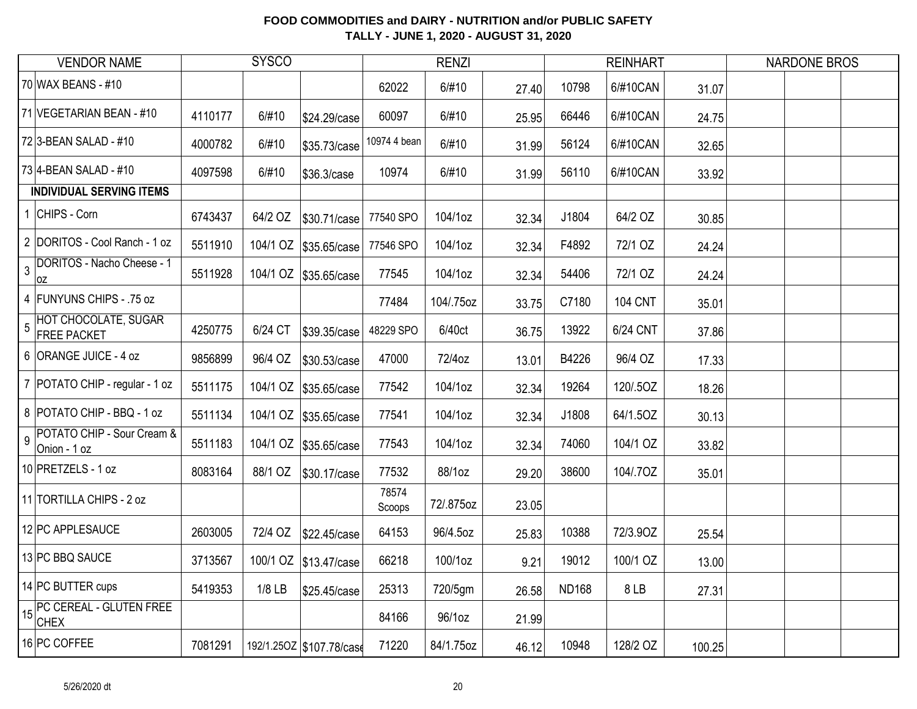**FOOD COMMODITIES and DAIRY - NUTRITION and/or PUBLIC SAFETY**
**TALLY - JUNE 1, 2020 - AUGUST 31, 2020**

| VENDOR NAME | SYSCO | | | RENZI | | | REINHART | | | NARDONE BROS | | |
|---|---|---|---|---|---|---|---|---|---|---|---|---|
| 70 WAX BEANS - #10 | | | | 62022 | 6/#10 | 27.40 | 10798 | 6/#10CAN | 31.07 | | | |
| 71 VEGETARIAN BEAN - #10 | 4110177 | 6/#10 | $24.29/case | 60097 | 6/#10 | 25.95 | 66446 | 6/#10CAN | 24.75 | | | |
| 72 3-BEAN SALAD - #10 | 4000782 | 6/#10 | $35.73/case | 10974 4 bean | 6/#10 | 31.99 | 56124 | 6/#10CAN | 32.65 | | | |
| 73 4-BEAN SALAD - #10 | 4097598 | 6/#10 | $36.3/case | 10974 | 6/#10 | 31.99 | 56110 | 6/#10CAN | 33.92 | | | |
| **INDIVIDUAL SERVING ITEMS** | | | | | | | | | | | | |
| 1 CHIPS - Corn | 6743437 | 64/2 OZ | $30.71/case | 77540 SPO | 104/1oz | 32.34 | J1804 | 64/2 OZ | 30.85 | | | |
| 2 DORITOS - Cool Ranch - 1 oz | 5511910 | 104/1 OZ | $35.65/case | 77546 SPO | 104/1oz | 32.34 | F4892 | 72/1 OZ | 24.24 | | | |
| 3 DORITOS - Nacho Cheese - 1 oz | 5511928 | 104/1 OZ | $35.65/case | 77545 | 104/1oz | 32.34 | 54406 | 72/1 OZ | 24.24 | | | |
| 4 FUNYUNS CHIPS - .75 oz | | | | 77484 | 104/.75oz | 33.75 | C7180 | 104 CNT | 35.01 | | | |
| 5 HOT CHOCOLATE, SUGAR FREE PACKET | 4250775 | 6/24 CT | $39.35/case | 48229 SPO | 6/40ct | 36.75 | 13922 | 6/24 CNT | 37.86 | | | |
| 6 ORANGE JUICE - 4 oz | 9856899 | 96/4 OZ | $30.53/case | 47000 | 72/4oz | 13.01 | B4226 | 96/4 OZ | 17.33 | | | |
| 7 POTATO CHIP - regular - 1 oz | 5511175 | 104/1 OZ | $35.65/case | 77542 | 104/1oz | 32.34 | 19264 | 120/.5OZ | 18.26 | | | |
| 8 POTATO CHIP - BBQ - 1 oz | 5511134 | 104/1 OZ | $35.65/case | 77541 | 104/1oz | 32.34 | J1808 | 64/1.5OZ | 30.13 | | | |
| 9 POTATO CHIP - Sour Cream & Onion - 1 oz | 5511183 | 104/1 OZ | $35.65/case | 77543 | 104/1oz | 32.34 | 74060 | 104/1 OZ | 33.82 | | | |
| 10 PRETZELS - 1 oz | 8083164 | 88/1 OZ | $30.17/case | 77532 | 88/1oz | 29.20 | 38600 | 104/.7OZ | 35.01 | | | |
| 11 TORTILLA CHIPS - 2 oz | | | | 78574 Scoops | 72/.875oz | 23.05 | | | | | | |
| 12 PC APPLESAUCE | 2603005 | 72/4 OZ | $22.45/case | 64153 | 96/4.5oz | 25.83 | 10388 | 72/3.9OZ | 25.54 | | | |
| 13 PC BBQ SAUCE | 3713567 | 100/1 OZ | $13.47/case | 66218 | 100/1oz | 9.21 | 19012 | 100/1 OZ | 13.00 | | | |
| 14 PC BUTTER cups | 5419353 | 1/8 LB | $25.45/case | 25313 | 720/5gm | 26.58 | ND168 | 8 LB | 27.31 | | | |
| 15 PC CEREAL - GLUTEN FREE CHEX | | | | 84166 | 96/1oz | 21.99 | | | | | | |
| 16 PC COFFEE | 7081291 | 192/1.25OZ | $107.78/case | 71220 | 84/1.75oz | 46.12 | 10948 | 128/2 OZ | 100.25 | | | |

5/26/2020 dt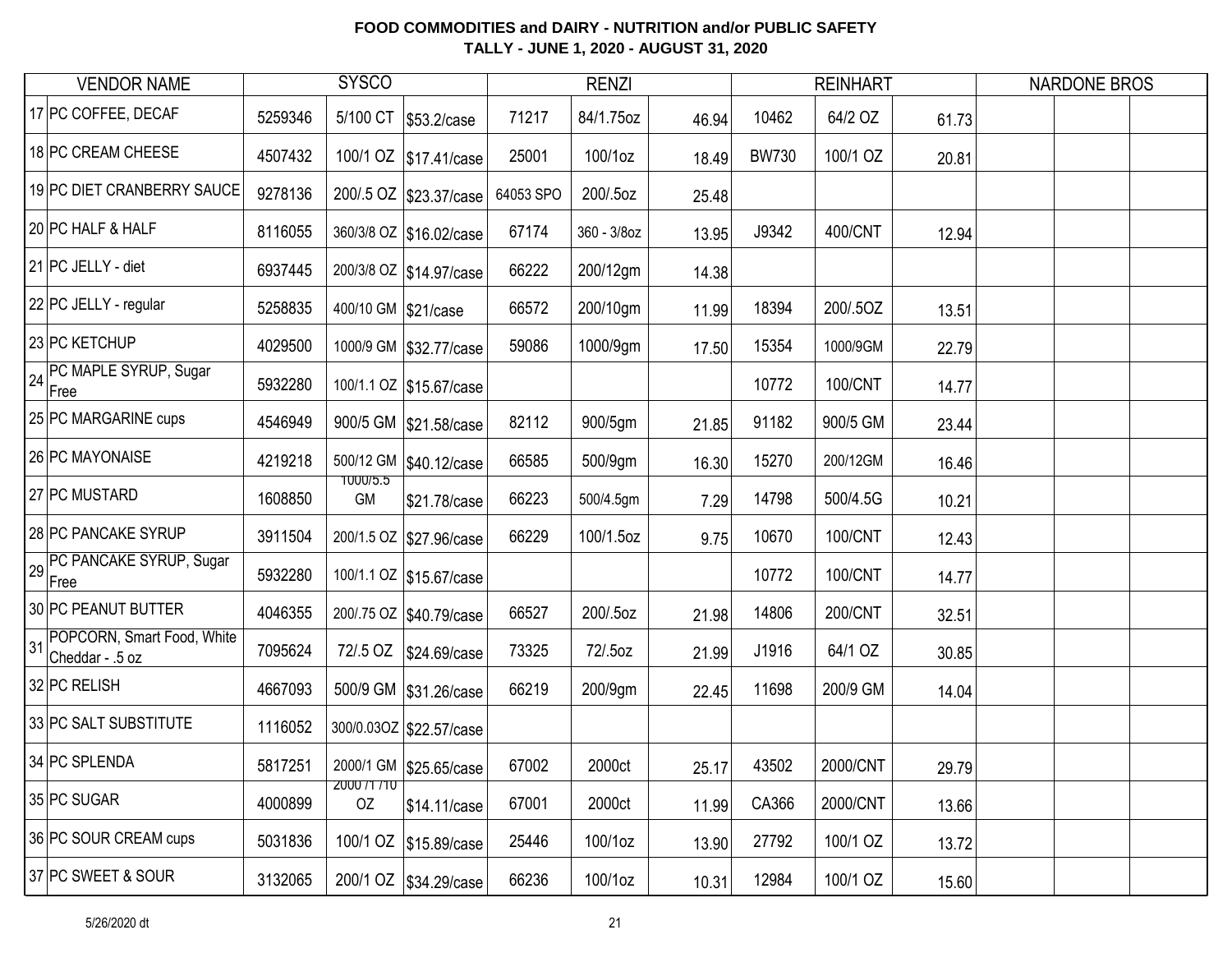**FOOD COMMODITIES and DAIRY - NUTRITION and/or PUBLIC SAFETY**
**TALLY - JUNE 1, 2020 - AUGUST 31, 2020**

| | VENDOR NAME | SYSCO | | | RENZI | | | REINHART | | | NARDONE BROS | | |
|---|---|---|---|---|---|---|---|---|---|---|---|---|---|
| 17 | PC COFFEE, DECAF | 5259346 | 5/100 CT | $53.2/case | 71217 | 84/1.75oz | 46.94 | 10462 | 64/2 OZ | 61.73 | | | |
| 18 | PC CREAM CHEESE | 4507432 | 100/1 OZ | $17.41/case | 25001 | 100/1oz | 18.49 | BW730 | 100/1 OZ | 20.81 | | | |
| 19 | PC DIET CRANBERRY SAUCE | 9278136 | 200/.5 OZ | $23.37/case | 64053 SPO | 200/.5oz | 25.48 | | | | | | |
| 20 | PC HALF & HALF | 8116055 | 360/3/8 OZ | $16.02/case | 67174 | 360 - 3/8oz | 13.95 | J9342 | 400/CNT | 12.94 | | | |
| 21 | PC JELLY - diet | 6937445 | 200/3/8 OZ | $14.97/case | 66222 | 200/12gm | 14.38 | | | | | | |
| 22 | PC JELLY - regular | 5258835 | 400/10 GM | $21/case | 66572 | 200/10gm | 11.99 | 18394 | 200/.5OZ | 13.51 | | | |
| 23 | PC KETCHUP | 4029500 | 1000/9 GM | $32.77/case | 59086 | 1000/9gm | 17.50 | 15354 | 1000/9GM | 22.79 | | | |
| 24 | PC MAPLE SYRUP, Sugar Free | 5932280 | 100/1.1 OZ | $15.67/case | | | | 10772 | 100/CNT | 14.77 | | | |
| 25 | PC MARGARINE cups | 4546949 | 900/5 GM | $21.58/case | 82112 | 900/5gm | 21.85 | 91182 | 900/5 GM | 23.44 | | | |
| 26 | PC MAYONAISE | 4219218 | 500/12 GM | $40.12/case | 66585 | 500/9gm | 16.30 | 15270 | 200/12GM | 16.46 | | | |
| 27 | PC MUSTARD | 1608850 | 1000/5.5 GM | $21.78/case | 66223 | 500/4.5gm | 7.29 | 14798 | 500/4.5G | 10.21 | | | |
| 28 | PC PANCAKE SYRUP | 3911504 | 200/1.5 OZ | $27.96/case | 66229 | 100/1.5oz | 9.75 | 10670 | 100/CNT | 12.43 | | | |
| 29 | PC PANCAKE SYRUP, Sugar Free | 5932280 | 100/1.1 OZ | $15.67/case | | | | 10772 | 100/CNT | 14.77 | | | |
| 30 | PC PEANUT BUTTER | 4046355 | 200/.75 OZ | $40.79/case | 66527 | 200/.5oz | 21.98 | 14806 | 200/CNT | 32.51 | | | |
| 31 | POPCORN, Smart Food, White Cheddar - .5 oz | 7095624 | 72/.5 OZ | $24.69/case | 73325 | 72/.5oz | 21.99 | J1916 | 64/1 OZ | 30.85 | | | |
| 32 | PC RELISH | 4667093 | 500/9 GM | $31.26/case | 66219 | 200/9gm | 22.45 | 11698 | 200/9 GM | 14.04 | | | |
| 33 | PC SALT SUBSTITUTE | 1116052 | 300/0.03OZ | $22.57/case | | | | | | | | | |
| 34 | PC SPLENDA | 5817251 | 2000/1 GM | $25.65/case | 67002 | 2000ct | 25.17 | 43502 | 2000/CNT | 29.79 | | | |
| 35 | PC SUGAR | 4000899 | 2000 /1 /10 OZ | $14.11/case | 67001 | 2000ct | 11.99 | CA366 | 2000/CNT | 13.66 | | | |
| 36 | PC SOUR CREAM cups | 5031836 | 100/1 OZ | $15.89/case | 25446 | 100/1oz | 13.90 | 27792 | 100/1 OZ | 13.72 | | | |
| 37 | PC SWEET & SOUR | 3132065 | 200/1 OZ | $34.29/case | 66236 | 100/1oz | 10.31 | 12984 | 100/1 OZ | 15.60 | | | |

5/26/2020 dt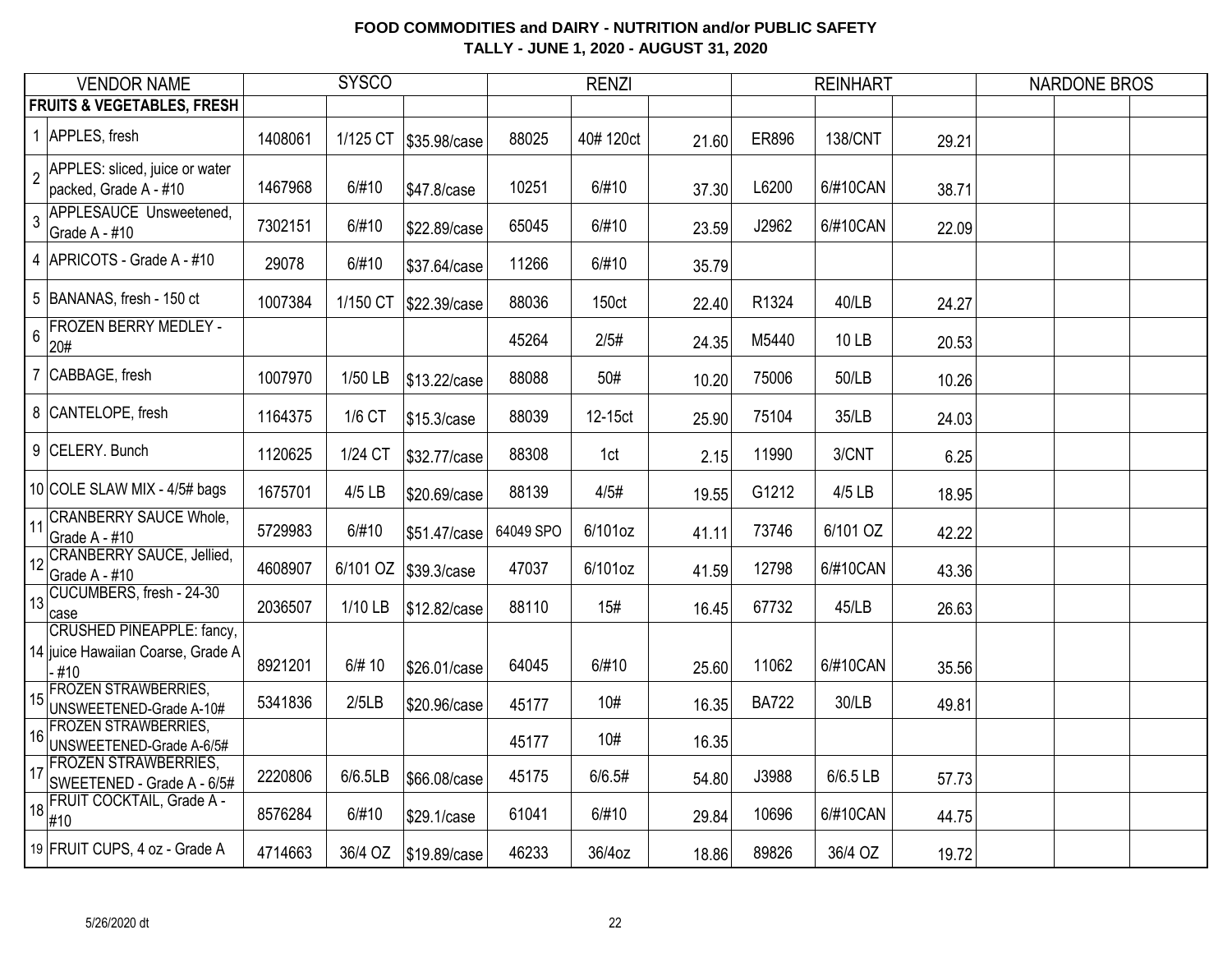**FOOD COMMODITIES and DAIRY - NUTRITION and/or PUBLIC SAFETY**
**TALLY - JUNE 1, 2020 - AUGUST 31, 2020**

| VENDOR NAME | SYSCO | | | RENZI | | | REINHART | | | NARDONE BROS | | |
|---|---|---|---|---|---|---|---|---|---|---|---|---|
| **FRUITS & VEGETABLES, FRESH** | | | | | | | | | | | | |
| 1 APPLES, fresh | 1408061 | 1/125 CT | $35.98/case | 88025 | 40# 120ct | 21.60 | ER896 | 138/CNT | 29.21 | | | |
| 2 APPLES: sliced, juice or water packed, Grade A - #10 | 1467968 | 6/#10 | $47.8/case | 10251 | 6/#10 | 37.30 | L6200 | 6/#10CAN | 38.71 | | | |
| 3 APPLESAUCE Unsweetened, Grade A - #10 | 7302151 | 6/#10 | $22.89/case | 65045 | 6/#10 | 23.59 | J2962 | 6/#10CAN | 22.09 | | | |
| 4 APRICOTS - Grade A - #10 | 29078 | 6/#10 | $37.64/case | 11266 | 6/#10 | 35.79 | | | | | | |
| 5 BANANAS, fresh - 150 ct | 1007384 | 1/150 CT | $22.39/case | 88036 | 150ct | 22.40 | R1324 | 40/LB | 24.27 | | | |
| 6 FROZEN BERRY MEDLEY - 20# | | | | 45264 | 2/5# | 24.35 | M5440 | 10 LB | 20.53 | | | |
| 7 CABBAGE, fresh | 1007970 | 1/50 LB | $13.22/case | 88088 | 50# | 10.20 | 75006 | 50/LB | 10.26 | | | |
| 8 CANTELOPE, fresh | 1164375 | 1/6 CT | $15.3/case | 88039 | 12-15ct | 25.90 | 75104 | 35/LB | 24.03 | | | |
| 9 CELERY. Bunch | 1120625 | 1/24 CT | $32.77/case | 88308 | 1ct | 2.15 | 11990 | 3/CNT | 6.25 | | | |
| 10 COLE SLAW MIX - 4/5# bags | 1675701 | 4/5 LB | $20.69/case | 88139 | 4/5# | 19.55 | G1212 | 4/5 LB | 18.95 | | | |
| 11 CRANBERRY SAUCE Whole, Grade A - #10 | 5729983 | 6/#10 | $51.47/case | 64049 SPO | 6/101oz | 41.11 | 73746 | 6/101 OZ | 42.22 | | | |
| 12 CRANBERRY SAUCE, Jellied, Grade A - #10 | 4608907 | 6/101 OZ | $39.3/case | 47037 | 6/101oz | 41.59 | 12798 | 6/#10CAN | 43.36 | | | |
| 13 CUCUMBERS, fresh - 24-30 case | 2036507 | 1/10 LB | $12.82/case | 88110 | 15# | 16.45 | 67732 | 45/LB | 26.63 | | | |
| 14 CRUSHED PINEAPPLE: fancy, juice Hawaiian Coarse, Grade A - #10 | 8921201 | 6/# 10 | $26.01/case | 64045 | 6/#10 | 25.60 | 11062 | 6/#10CAN | 35.56 | | | |
| 15 FROZEN STRAWBERRIES, UNSWEETENED-Grade A-10# | 5341836 | 2/5LB | $20.96/case | 45177 | 10# | 16.35 | BA722 | 30/LB | 49.81 | | | |
| 16 FROZEN STRAWBERRIES, UNSWEETENED-Grade A-6/5# | | | | 45177 | 10# | 16.35 | | | | | | |
| 17 FROZEN STRAWBERRIES, SWEETENED - Grade A - 6/5# | 2220806 | 6/6.5LB | $66.08/case | 45175 | 6/6.5# | 54.80 | J3988 | 6/6.5 LB | 57.73 | | | |
| 18 FRUIT COCKTAIL, Grade A - #10 | 8576284 | 6/#10 | $29.1/case | 61041 | 6/#10 | 29.84 | 10696 | 6/#10CAN | 44.75 | | | |
| 19 FRUIT CUPS, 4 oz - Grade A | 4714663 | 36/4 OZ | $19.89/case | 46233 | 36/4oz | 18.86 | 89826 | 36/4 OZ | 19.72 | | | |

5/26/2020 dt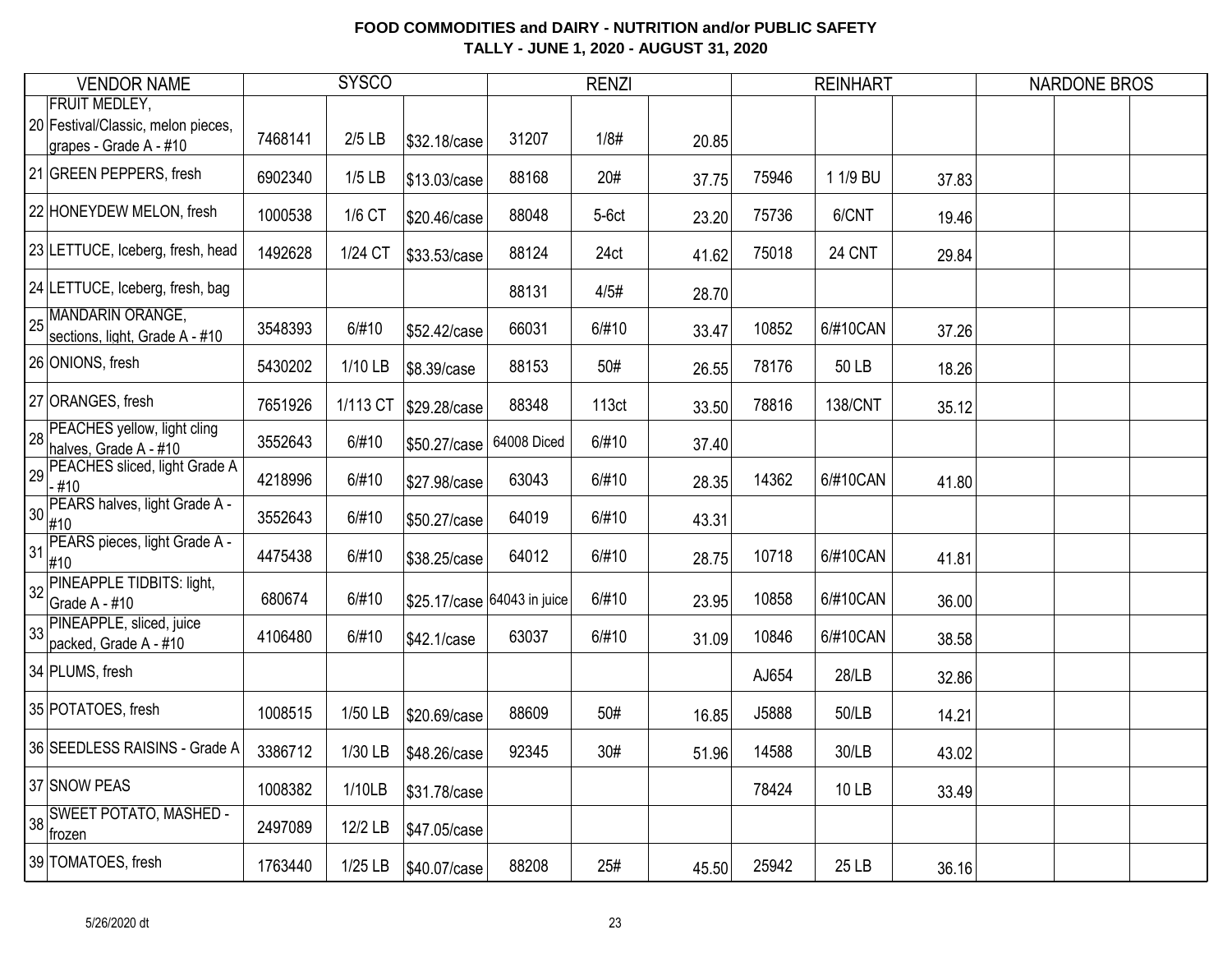**FOOD COMMODITIES and DAIRY - NUTRITION and/or PUBLIC SAFETY**
**TALLY - JUNE 1, 2020 - AUGUST 31, 2020**

| | VENDOR NAME | SYSCO | | | RENZI | | | REINHART | | | NARDONE BROS | | |
|---|---|---|---|---|---|---|---|---|---|---|---|---|---|
| 20 | FRUIT MEDLEY, Festival/Classic, melon pieces, grapes - Grade A - #10 | 7468141 | 2/5 LB | $32.18/case | 31207 | 1/8# | 20.85 | | | | | | |
| 21 | GREEN PEPPERS, fresh | 6902340 | 1/5 LB | $13.03/case | 88168 | 20# | 37.75 | 75946 | 1 1/9 BU | 37.83 | | | |
| 22 | HONEYDEW MELON, fresh | 1000538 | 1/6 CT | $20.46/case | 88048 | 5-6ct | 23.20 | 75736 | 6/CNT | 19.46 | | | |
| 23 | LETTUCE, Iceberg, fresh, head | 1492628 | 1/24 CT | $33.53/case | 88124 | 24ct | 41.62 | 75018 | 24 CNT | 29.84 | | | |
| 24 | LETTUCE, Iceberg, fresh, bag | | | | 88131 | 4/5# | 28.70 | | | | | | |
| 25 | MANDARIN ORANGE, sections, light, Grade A - #10 | 3548393 | 6/#10 | $52.42/case | 66031 | 6/#10 | 33.47 | 10852 | 6/#10CAN | 37.26 | | | |
| 26 | ONIONS, fresh | 5430202 | 1/10 LB | $8.39/case | 88153 | 50# | 26.55 | 78176 | 50 LB | 18.26 | | | |
| 27 | ORANGES, fresh | 7651926 | 1/113 CT | $29.28/case | 88348 | 113ct | 33.50 | 78816 | 138/CNT | 35.12 | | | |
| 28 | PEACHES yellow, light cling halves, Grade A - #10 | 3552643 | 6/#10 | $50.27/case | 64008 Diced | 6/#10 | 37.40 | | | | | | |
| 29 | PEACHES sliced, light Grade A - #10 | 4218996 | 6/#10 | $27.98/case | 63043 | 6/#10 | 28.35 | 14362 | 6/#10CAN | 41.80 | | | |
| 30 | PEARS halves, light Grade A - #10 | 3552643 | 6/#10 | $50.27/case | 64019 | 6/#10 | 43.31 | | | | | | |
| 31 | PEARS pieces, light Grade A - #10 | 4475438 | 6/#10 | $38.25/case | 64012 | 6/#10 | 28.75 | 10718 | 6/#10CAN | 41.81 | | | |
| 32 | PINEAPPLE TIDBITS: light, Grade A - #10 | 680674 | 6/#10 | $25.17/case | 64043 in juice | 6/#10 | 23.95 | 10858 | 6/#10CAN | 36.00 | | | |
| 33 | PINEAPPLE, sliced, juice packed, Grade A - #10 | 4106480 | 6/#10 | $42.1/case | 63037 | 6/#10 | 31.09 | 10846 | 6/#10CAN | 38.58 | | | |
| 34 | PLUMS, fresh | | | | | | | AJ654 | 28/LB | 32.86 | | | |
| 35 | POTATOES, fresh | 1008515 | 1/50 LB | $20.69/case | 88609 | 50# | 16.85 | J5888 | 50/LB | 14.21 | | | |
| 36 | SEEDLESS RAISINS - Grade A | 3386712 | 1/30 LB | $48.26/case | 92345 | 30# | 51.96 | 14588 | 30/LB | 43.02 | | | |
| 37 | SNOW PEAS | 1008382 | 1/10LB | $31.78/case | | | | 78424 | 10 LB | 33.49 | | | |
| 38 | SWEET POTATO, MASHED - frozen | 2497089 | 12/2 LB | $47.05/case | | | | | | | | | |
| 39 | TOMATOES, fresh | 1763440 | 1/25 LB | $40.07/case | 88208 | 25# | 45.50 | 25942 | 25 LB | 36.16 | | | |

5/26/2020 dt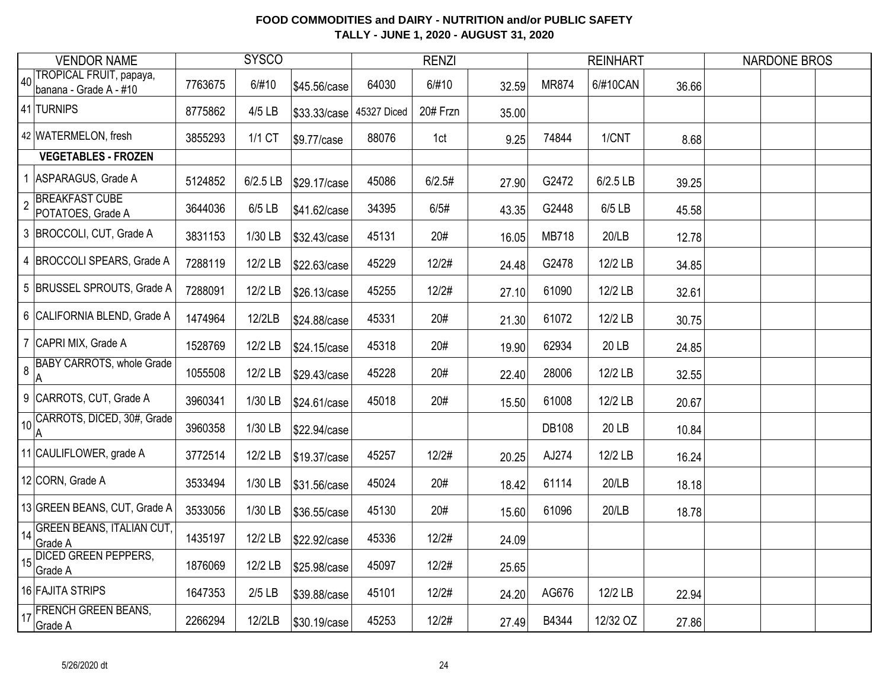# FOOD COMMODITIES and DAIRY - NUTRITION and/or PUBLIC SAFETY
## TALLY - JUNE 1, 2020 - AUGUST 31, 2020

| | VENDOR NAME | SYSCO | | | RENZI | | | REINHART | | | NARDONE BROS | | |
|---|---|---|---|---|---|---|---|---|---|---|---|---|---|
| 40 | TROPICAL FRUIT, papaya, banana - Grade A - #10 | 7763675 | 6/#10 | $45.56/case | 64030 | 6/#10 | 32.59 | MR874 | 6/#10CAN | 36.66 | | | |
| 41 | TURNIPS | 8775862 | 4/5 LB | $33.33/case | 45327 Diced | 20# Frzn | 35.00 | | | | | | |
| 42 | WATERMELON, fresh | 3855293 | 1/1 CT | $9.77/case | 88076 | 1ct | 9.25 | 74844 | 1/CNT | 8.68 | | | |
| | **VEGETABLES - FROZEN** | | | | | | | | | | | | |
| 1 | ASPARAGUS, Grade A | 5124852 | 6/2.5 LB | $29.17/case | 45086 | 6/2.5# | 27.90 | G2472 | 6/2.5 LB | 39.25 | | | |
| 2 | BREAKFAST CUBE POTATOES, Grade A | 3644036 | 6/5 LB | $41.62/case | 34395 | 6/5# | 43.35 | G2448 | 6/5 LB | 45.58 | | | |
| 3 | BROCCOLI, CUT, Grade A | 3831153 | 1/30 LB | $32.43/case | 45131 | 20# | 16.05 | MB718 | 20/LB | 12.78 | | | |
| 4 | BROCCOLI SPEARS, Grade A | 7288119 | 12/2 LB | $22.63/case | 45229 | 12/2# | 24.48 | G2478 | 12/2 LB | 34.85 | | | |
| 5 | BRUSSEL SPROUTS, Grade A | 7288091 | 12/2 LB | $26.13/case | 45255 | 12/2# | 27.10 | 61090 | 12/2 LB | 32.61 | | | |
| 6 | CALIFORNIA BLEND, Grade A | 1474964 | 12/2LB | $24.88/case | 45331 | 20# | 21.30 | 61072 | 12/2 LB | 30.75 | | | |
| 7 | CAPRI MIX, Grade A | 1528769 | 12/2 LB | $24.15/case | 45318 | 20# | 19.90 | 62934 | 20 LB | 24.85 | | | |
| 8 | BABY CARROTS, whole Grade A | 1055508 | 12/2 LB | $29.43/case | 45228 | 20# | 22.40 | 28006 | 12/2 LB | 32.55 | | | |
| 9 | CARROTS, CUT, Grade A | 3960341 | 1/30 LB | $24.61/case | 45018 | 20# | 15.50 | 61008 | 12/2 LB | 20.67 | | | |
| 10 | CARROTS, DICED, 30#, Grade A | 3960358 | 1/30 LB | $22.94/case | | | | DB108 | 20 LB | 10.84 | | | |
| 11 | CAULIFLOWER, grade A | 3772514 | 12/2 LB | $19.37/case | 45257 | 12/2# | 20.25 | AJ274 | 12/2 LB | 16.24 | | | |
| 12 | CORN, Grade A | 3533494 | 1/30 LB | $31.56/case | 45024 | 20# | 18.42 | 61114 | 20/LB | 18.18 | | | |
| 13 | GREEN BEANS, CUT, Grade A | 3533056 | 1/30 LB | $36.55/case | 45130 | 20# | 15.60 | 61096 | 20/LB | 18.78 | | | |
| 14 | GREEN BEANS, ITALIAN CUT, Grade A | 1435197 | 12/2 LB | $22.92/case | 45336 | 12/2# | 24.09 | | | | | | |
| 15 | DICED GREEN PEPPERS, Grade A | 1876069 | 12/2 LB | $25.98/case | 45097 | 12/2# | 25.65 | | | | | | |
| 16 | FAJITA STRIPS | 1647353 | 2/5 LB | $39.88/case | 45101 | 12/2# | 24.20 | AG676 | 12/2 LB | 22.94 | | | |
| 17 | FRENCH GREEN BEANS, Grade A | 2266294 | 12/2LB | $30.19/case | 45253 | 12/2# | 27.49 | B4344 | 12/32 OZ | 27.86 | | | |

5/26/2020 dt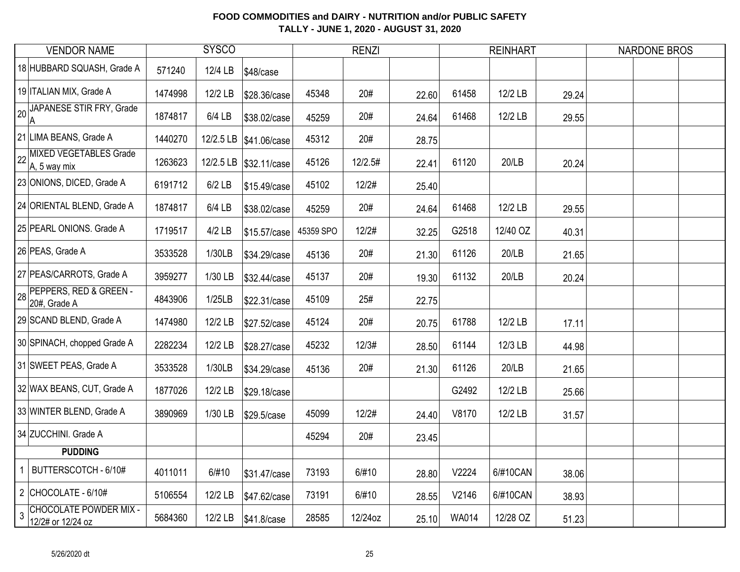**FOOD COMMODITIES and DAIRY - NUTRITION and/or PUBLIC SAFETY**
**TALLY - JUNE 1, 2020 - AUGUST 31, 2020**

| | VENDOR NAME | SYSCO | | | RENZI | | | REINHART | | | NARDONE BROS | | |
|---|---|---|---|---|---|---|---|---|---|---|---|---|---|
| 18 | HUBBARD SQUASH, Grade A | 571240 | 12/4 LB | $48/case | | | | | | | | | |
| 19 | ITALIAN MIX, Grade A | 1474998 | 12/2 LB | $28.36/case | 45348 | 20# | 22.60 | 61458 | 12/2 LB | 29.24 | | | |
| 20 | JAPANESE STIR FRY, Grade A | 1874817 | 6/4 LB | $38.02/case | 45259 | 20# | 24.64 | 61468 | 12/2 LB | 29.55 | | | |
| 21 | LIMA BEANS, Grade A | 1440270 | 12/2.5 LB | $41.06/case | 45312 | 20# | 28.75 | | | | | | |
| 22 | MIXED VEGETABLES Grade A, 5 way mix | 1263623 | 12/2.5 LB | $32.11/case | 45126 | 12/2.5# | 22.41 | 61120 | 20/LB | 20.24 | | | |
| 23 | ONIONS, DICED, Grade A | 6191712 | 6/2 LB | $15.49/case | 45102 | 12/2# | 25.40 | | | | | | |
| 24 | ORIENTAL BLEND, Grade A | 1874817 | 6/4 LB | $38.02/case | 45259 | 20# | 24.64 | 61468 | 12/2 LB | 29.55 | | | |
| 25 | PEARL ONIONS. Grade A | 1719517 | 4/2 LB | $15.57/case | 45359 SPO | 12/2# | 32.25 | G2518 | 12/40 OZ | 40.31 | | | |
| 26 | PEAS, Grade A | 3533528 | 1/30LB | $34.29/case | 45136 | 20# | 21.30 | 61126 | 20/LB | 21.65 | | | |
| 27 | PEAS/CARROTS, Grade A | 3959277 | 1/30 LB | $32.44/case | 45137 | 20# | 19.30 | 61132 | 20/LB | 20.24 | | | |
| 28 | PEPPERS, RED & GREEN - 20#, Grade A | 4843906 | 1/25LB | $22.31/case | 45109 | 25# | 22.75 | | | | | | |
| 29 | SCAND BLEND, Grade A | 1474980 | 12/2 LB | $27.52/case | 45124 | 20# | 20.75 | 61788 | 12/2 LB | 17.11 | | | |
| 30 | SPINACH, chopped Grade A | 2282234 | 12/2 LB | $28.27/case | 45232 | 12/3# | 28.50 | 61144 | 12/3 LB | 44.98 | | | |
| 31 | SWEET PEAS, Grade A | 3533528 | 1/30LB | $34.29/case | 45136 | 20# | 21.30 | 61126 | 20/LB | 21.65 | | | |
| 32 | WAX BEANS, CUT, Grade A | 1877026 | 12/2 LB | $29.18/case | | | | G2492 | 12/2 LB | 25.66 | | | |
| 33 | WINTER BLEND, Grade A | 3890969 | 1/30 LB | $29.5/case | 45099 | 12/2# | 24.40 | V8170 | 12/2 LB | 31.57 | | | |
| 34 | ZUCCHINI. Grade A | | | | 45294 | 20# | 23.45 | | | | | | |
| | **PUDDING** | | | | | | | | | | | | |
| 1 | BUTTERSCOTCH - 6/10# | 4011011 | 6/#10 | $31.47/case | 73193 | 6/#10 | 28.80 | V2224 | 6/#10CAN | 38.06 | | | |
| 2 | CHOCOLATE - 6/10# | 5106554 | 12/2 LB | $47.62/case | 73191 | 6/#10 | 28.55 | V2146 | 6/#10CAN | 38.93 | | | |
| 3 | CHOCOLATE POWDER MIX - 12/2# or 12/24 oz | 5684360 | 12/2 LB | $41.8/case | 28585 | 12/24oz | 25.10 | WA014 | 12/28 OZ | 51.23 | | | |

5/26/2020 dt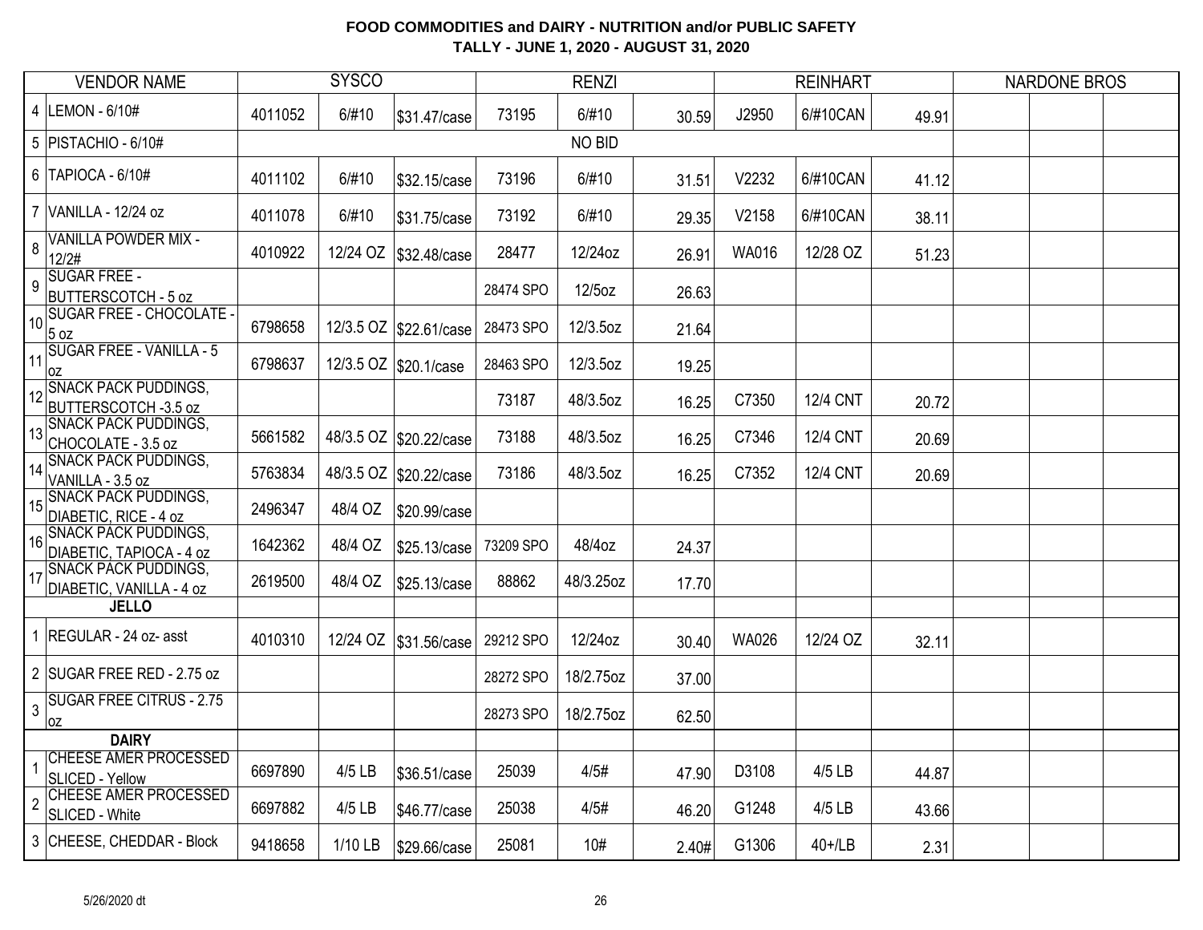**FOOD COMMODITIES and DAIRY - NUTRITION and/or PUBLIC SAFETY**
**TALLY - JUNE 1, 2020 - AUGUST 31, 2020**

| | VENDOR NAME | SYSCO | | | RENZI | | | REINHART | | | NARDONE BROS | | |
|---|---|---|---|---|---|---|---|---|---|---|---|---|---|
| 4 | LEMON - 6/10# | 4011052 | 6/#10 | $31.47/case | 73195 | 6/#10 | 30.59 | J2950 | 6/#10CAN | 49.91 | | | |
| 5 | PISTACHIO - 6/10# | NO BID | | | | | | | | | | | |
| 6 | TAPIOCA - 6/10# | 4011102 | 6/#10 | $32.15/case | 73196 | 6/#10 | 31.51 | V2232 | 6/#10CAN | 41.12 | | | |
| 7 | VANILLA - 12/24 oz | 4011078 | 6/#10 | $31.75/case | 73192 | 6/#10 | 29.35 | V2158 | 6/#10CAN | 38.11 | | | |
| 8 | VANILLA POWDER MIX - 12/2# | 4010922 | 12/24 OZ | $32.48/case | 28477 | 12/24oz | 26.91 | WA016 | 12/28 OZ | 51.23 | | | |
| 9 | SUGAR FREE - BUTTERSCOTCH - 5 oz | | | | 28474 SPO | 12/5oz | 26.63 | | | | | | |
| 10 | SUGAR FREE - CHOCOLATE - 5 oz | 6798658 | 12/3.5 OZ | $22.61/case | 28473 SPO | 12/3.5oz | 21.64 | | | | | | |
| 11 | SUGAR FREE - VANILLA - 5 oz | 6798637 | 12/3.5 OZ | $20.1/case | 28463 SPO | 12/3.5oz | 19.25 | | | | | | |
| 12 | SNACK PACK PUDDINGS, BUTTERSCOTCH -3.5 oz | | | | 73187 | 48/3.5oz | 16.25 | C7350 | 12/4 CNT | 20.72 | | | |
| 13 | SNACK PACK PUDDINGS, CHOCOLATE - 3.5 oz | 5661582 | 48/3.5 OZ | $20.22/case | 73188 | 48/3.5oz | 16.25 | C7346 | 12/4 CNT | 20.69 | | | |
| 14 | SNACK PACK PUDDINGS, VANILLA - 3.5 oz | 5763834 | 48/3.5 OZ | $20.22/case | 73186 | 48/3.5oz | 16.25 | C7352 | 12/4 CNT | 20.69 | | | |
| 15 | SNACK PACK PUDDINGS, DIABETIC, RICE - 4 oz | 2496347 | 48/4 OZ | $20.99/case | | | | | | | | | |
| 16 | SNACK PACK PUDDINGS, DIABETIC, TAPIOCA - 4 oz | 1642362 | 48/4 OZ | $25.13/case | 73209 SPO | 48/4oz | 24.37 | | | | | | |
| 17 | SNACK PACK PUDDINGS, DIABETIC, VANILLA - 4 oz | 2619500 | 48/4 OZ | $25.13/case | 88862 | 48/3.25oz | 17.70 | | | | | | |
| | **JELLO** | | | | | | | | | | | | |
| 1 | REGULAR - 24 oz- asst | 4010310 | 12/24 OZ | $31.56/case | 29212 SPO | 12/24oz | 30.40 | WA026 | 12/24 OZ | 32.11 | | | |
| 2 | SUGAR FREE RED - 2.75 oz | | | | 28272 SPO | 18/2.75oz | 37.00 | | | | | | |
| 3 | SUGAR FREE CITRUS - 2.75 oz | | | | 28273 SPO | 18/2.75oz | 62.50 | | | | | | |
| | **DAIRY** | | | | | | | | | | | | |
| 1 | CHEESE AMER PROCESSED SLICED - Yellow | 6697890 | 4/5 LB | $36.51/case | 25039 | 4/5# | 47.90 | D3108 | 4/5 LB | 44.87 | | | |
| 2 | CHEESE AMER PROCESSED SLICED - White | 6697882 | 4/5 LB | $46.77/case | 25038 | 4/5# | 46.20 | G1248 | 4/5 LB | 43.66 | | | |
| 3 | CHEESE, CHEDDAR - Block | 9418658 | 1/10 LB | $29.66/case | 25081 | 10# | 2.40# | G1306 | 40+/LB | 2.31 | | | |

5/26/2020 dt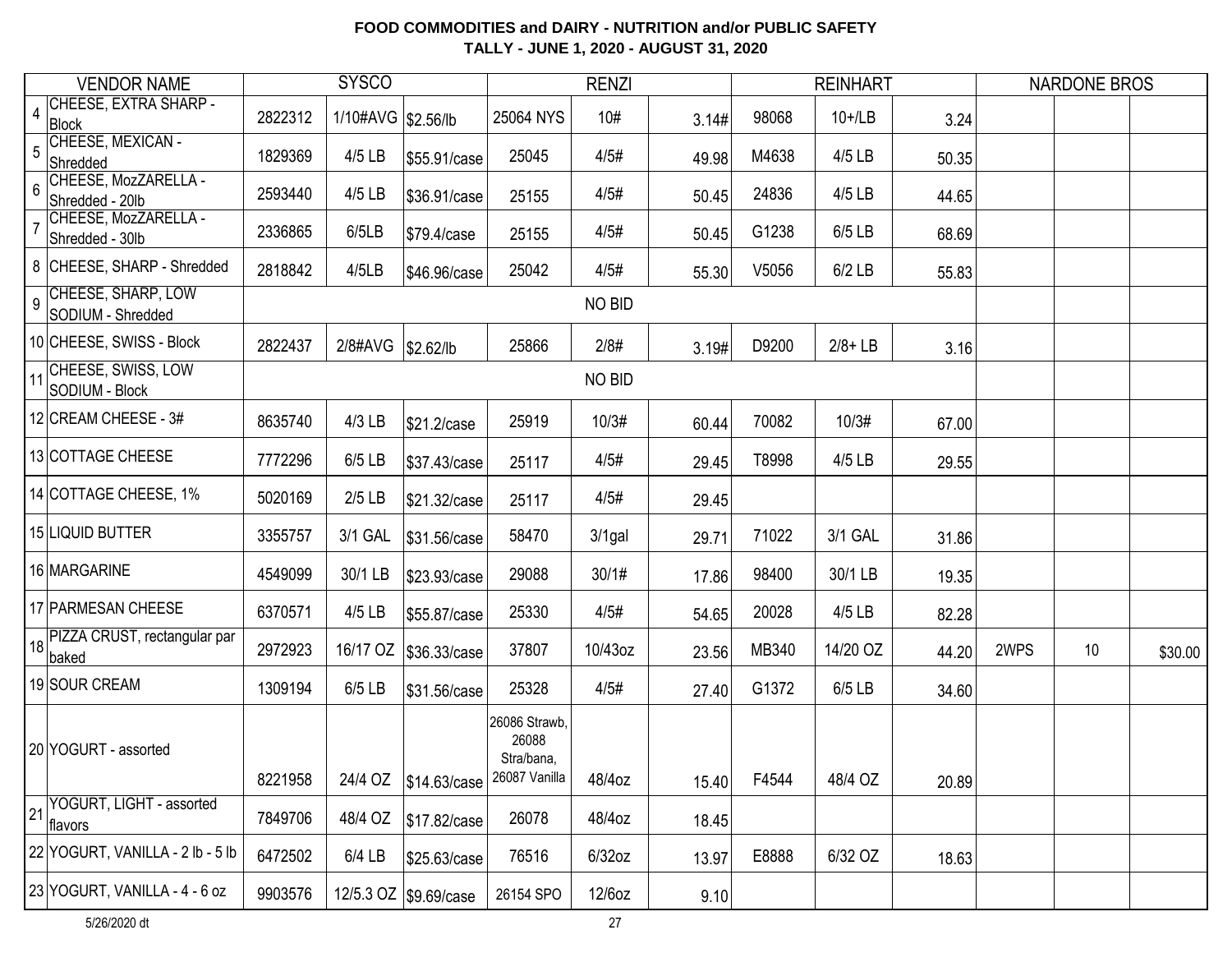# FOOD COMMODITIES and DAIRY - NUTRITION and/or PUBLIC SAFETY
## TALLY - JUNE 1, 2020 - AUGUST 31, 2020

| | VENDOR NAME | SYSCO | | | RENZI | | | REINHART | | | NARDONE BROS | | |
|---|---|---|---|---|---|---|---|---|---|---|---|---|---|
| 4 | CHEESE, EXTRA SHARP - Block | 2822312 | 1/10#AVG | $2.56/lb | 25064 NYS | 10# | 3.14# | 98068 | 10+/LB | 3.24 | | | |
| 5 | CHEESE, MEXICAN - Shredded | 1829369 | 4/5 LB | $55.91/case | 25045 | 4/5# | 49.98 | M4638 | 4/5 LB | 50.35 | | | |
| 6 | CHEESE, MozZARELLA - Shredded - 20lb | 2593440 | 4/5 LB | $36.91/case | 25155 | 4/5# | 50.45 | 24836 | 4/5 LB | 44.65 | | | |
| 7 | CHEESE, MozZARELLA - Shredded - 30lb | 2336865 | 6/5LB | $79.4/case | 25155 | 4/5# | 50.45 | G1238 | 6/5 LB | 68.69 | | | |
| 8 | CHEESE, SHARP - Shredded | 2818842 | 4/5LB | $46.96/case | 25042 | 4/5# | 55.30 | V5056 | 6/2 LB | 55.83 | | | |
| 9 | CHEESE, SHARP, LOW SODIUM - Shredded | | | | | NO BID | | | | | | | |
| 10 | CHEESE, SWISS - Block | 2822437 | 2/8#AVG | $2.62/lb | 25866 | 2/8# | 3.19# | D9200 | 2/8+ LB | 3.16 | | | |
| 11 | CHEESE, SWISS, LOW SODIUM - Block | | | | | NO BID | | | | | | | |
| 12 | CREAM CHEESE - 3# | 8635740 | 4/3 LB | $21.2/case | 25919 | 10/3# | 60.44 | 70082 | 10/3# | 67.00 | | | |
| 13 | COTTAGE CHEESE | 7772296 | 6/5 LB | $37.43/case | 25117 | 4/5# | 29.45 | T8998 | 4/5 LB | 29.55 | | | |
| 14 | COTTAGE CHEESE, 1% | 5020169 | 2/5 LB | $21.32/case | 25117 | 4/5# | 29.45 | | | | | | |
| 15 | LIQUID BUTTER | 3355757 | 3/1 GAL | $31.56/case | 58470 | 3/1gal | 29.71 | 71022 | 3/1 GAL | 31.86 | | | |
| 16 | MARGARINE | 4549099 | 30/1 LB | $23.93/case | 29088 | 30/1# | 17.86 | 98400 | 30/1 LB | 19.35 | | | |
| 17 | PARMESAN CHEESE | 6370571 | 4/5 LB | $55.87/case | 25330 | 4/5# | 54.65 | 20028 | 4/5 LB | 82.28 | | | |
| 18 | PIZZA CRUST, rectangular par baked | 2972923 | 16/17 OZ | $36.33/case | 37807 | 10/43oz | 23.56 | MB340 | 14/20 OZ | 44.20 | 2WPS | 10 | $30.00 |
| 19 | SOUR CREAM | 1309194 | 6/5 LB | $31.56/case | 25328 | 4/5# | 27.40 | G1372 | 6/5 LB | 34.60 | | | |
| 20 | YOGURT - assorted | 8221958 | 24/4 OZ | $14.63/case | 26086 Strawb, 26088 Stra/bana, 26087 Vanilla | 48/4oz | 15.40 | F4544 | 48/4 OZ | 20.89 | | | |
| 21 | YOGURT, LIGHT - assorted flavors | 7849706 | 48/4 OZ | $17.82/case | 26078 | 48/4oz | 18.45 | | | | | | |
| 22 | YOGURT, VANILLA - 2 lb - 5 lb | 6472502 | 6/4 LB | $25.63/case | 76516 | 6/32oz | 13.97 | E8888 | 6/32 OZ | 18.63 | | | |
| 23 | YOGURT, VANILLA - 4 - 6 oz | 9903576 | 12/5.3 OZ | $9.69/case | 26154 SPO | 12/6oz | 9.10 | | | | | | |

5/26/2020 dt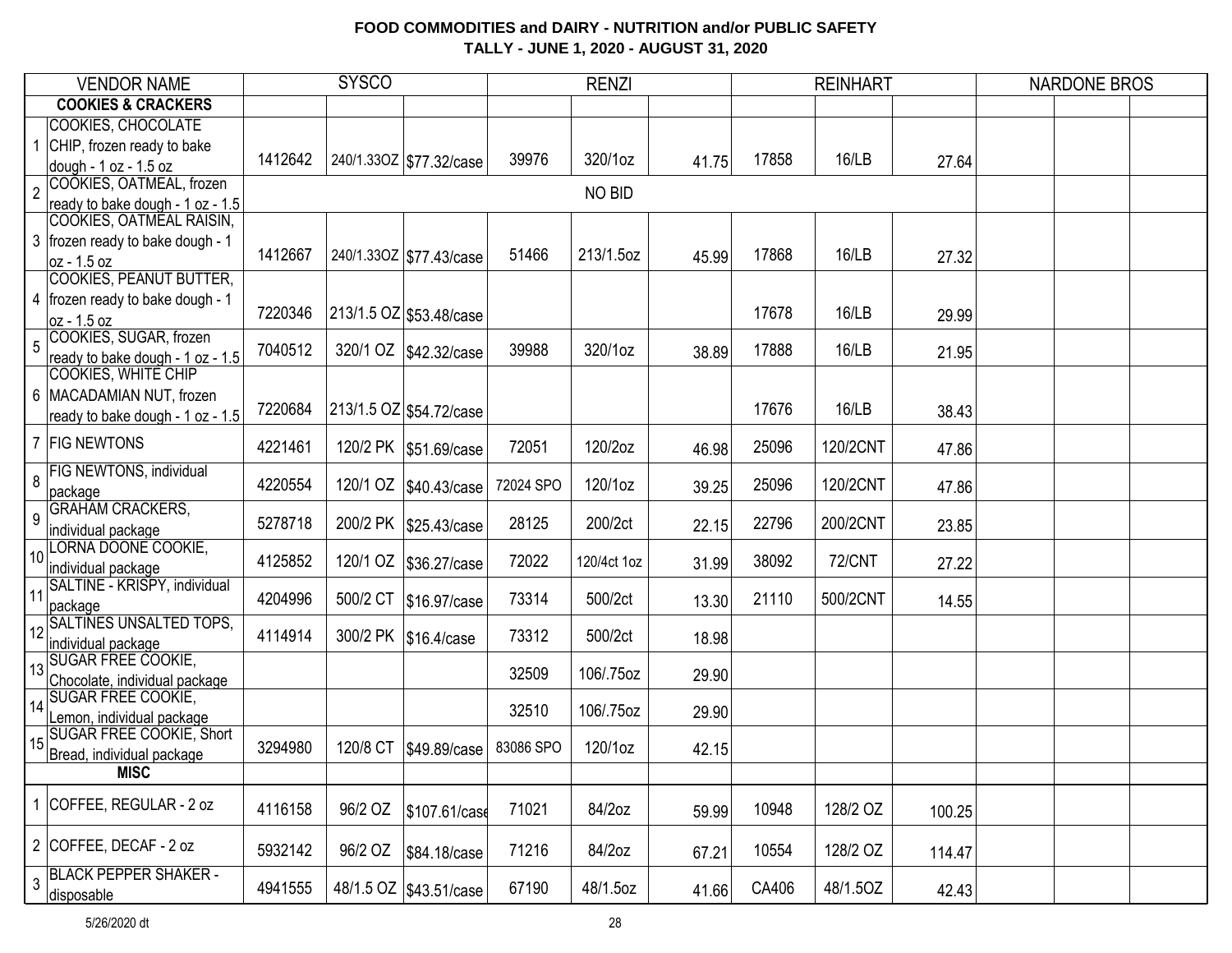# FOOD COMMODITIES and DAIRY - NUTRITION and/or PUBLIC SAFETY
## TALLY - JUNE 1, 2020 - AUGUST 31, 2020

| | VENDOR NAME | SYSCO | | | RENZI | | | REINHART | | | NARDONE BROS | | |
|---|---|---|---|---|---|---|---|---|---|---|---|---|---|
| | **COOKIES & CRACKERS** | | | | | | | | | | | | |
| 1 | COOKIES, CHOCOLATE CHIP, frozen ready to bake dough - 1 oz - 1.5 oz | 1412642 | 240/1.33OZ | $77.32/case | 39976 | 320/1oz | 41.75 | 17858 | 16/LB | 27.64 | | | |
| 2 | COOKIES, OATMEAL, frozen ready to bake dough - 1 oz - 1.5 | | | | | NO BID | | | | | | | |
| 3 | COOKIES, OATMEAL RAISIN, frozen ready to bake dough - 1 oz - 1.5 oz | 1412667 | 240/1.33OZ | $77.43/case | 51466 | 213/1.5oz | 45.99 | 17868 | 16/LB | 27.32 | | | |
| 4 | COOKIES, PEANUT BUTTER, frozen ready to bake dough - 1 oz - 1.5 oz | 7220346 | 213/1.5 OZ | $53.48/case | | | | 17678 | 16/LB | 29.99 | | | |
| 5 | COOKIES, SUGAR, frozen ready to bake dough - 1 oz - 1.5 | 7040512 | 320/1 OZ | $42.32/case | 39988 | 320/1oz | 38.89 | 17888 | 16/LB | 21.95 | | | |
| 6 | COOKIES, WHITE CHIP MACADAMIAN NUT, frozen ready to bake dough - 1 oz - 1.5 | 7220684 | 213/1.5 OZ | $54.72/case | | | | 17676 | 16/LB | 38.43 | | | |
| 7 | FIG NEWTONS | 4221461 | 120/2 PK | $51.69/case | 72051 | 120/2oz | 46.98 | 25096 | 120/2CNT | 47.86 | | | |
| 8 | FIG NEWTONS, individual package | 4220554 | 120/1 OZ | $40.43/case | 72024 SPO | 120/1oz | 39.25 | 25096 | 120/2CNT | 47.86 | | | |
| 9 | GRAHAM CRACKERS, individual package | 5278718 | 200/2 PK | $25.43/case | 28125 | 200/2ct | 22.15 | 22796 | 200/2CNT | 23.85 | | | |
| 10 | LORNA DOONE COOKIE, individual package | 4125852 | 120/1 OZ | $36.27/case | 72022 | 120/4ct 1oz | 31.99 | 38092 | 72/CNT | 27.22 | | | |
| 11 | SALTINE - KRISPY, individual package | 4204996 | 500/2 CT | $16.97/case | 73314 | 500/2ct | 13.30 | 21110 | 500/2CNT | 14.55 | | | |
| 12 | SALTINES UNSALTED TOPS, individual package | 4114914 | 300/2 PK | $16.4/case | 73312 | 500/2ct | 18.98 | | | | | | |
| 13 | SUGAR FREE COOKIE, Chocolate, individual package | | | | 32509 | 106/.75oz | 29.90 | | | | | | |
| 14 | SUGAR FREE COOKIE, Lemon, individual package | | | | 32510 | 106/.75oz | 29.90 | | | | | | |
| 15 | SUGAR FREE COOKIE, Short Bread, individual package | 3294980 | 120/8 CT | $49.89/case | 83086 SPO | 120/1oz | 42.15 | | | | | | |
| | **MISC** | | | | | | | | | | | | |
| 1 | COFFEE, REGULAR - 2 oz | 4116158 | 96/2 OZ | $107.61/case | 71021 | 84/2oz | 59.99 | 10948 | 128/2 OZ | 100.25 | | | |
| 2 | COFFEE, DECAF - 2 oz | 5932142 | 96/2 OZ | $84.18/case | 71216 | 84/2oz | 67.21 | 10554 | 128/2 OZ | 114.47 | | | |
| 3 | BLACK PEPPER SHAKER - disposable | 4941555 | 48/1.5 OZ | $43.51/case | 67190 | 48/1.5oz | 41.66 | CA406 | 48/1.5OZ | 42.43 | | | |

5/26/2020 dt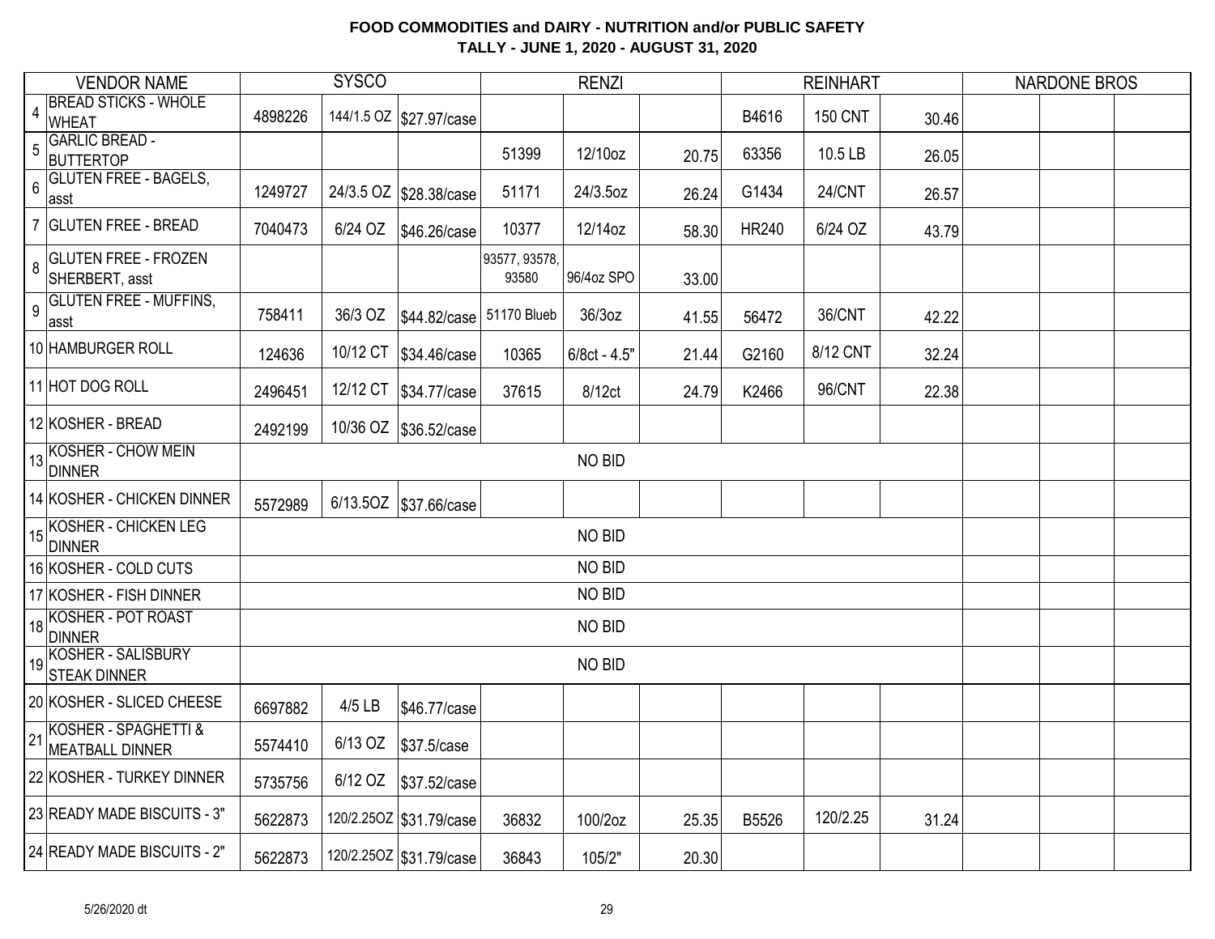# FOOD COMMODITIES and DAIRY - NUTRITION and/or PUBLIC SAFETY

## TALLY - JUNE 1, 2020 - AUGUST 31, 2020

| | VENDOR NAME | SYSCO | | | RENZI | | | REINHART | | | NARDONE BROS | | |
|---|---|---|---|---|---|---|---|---|---|---|---|---|---|
| 4 | BREAD STICKS - WHOLE WHEAT | 4898226 | 144/1.5 OZ | $27.97/case | | | | B4616 | 150 CNT | 30.46 | | | |
| 5 | GARLIC BREAD - BUTTERTOP | | | | 51399 | 12/10oz | 20.75 | 63356 | 10.5 LB | 26.05 | | | |
| 6 | GLUTEN FREE - BAGELS, asst | 1249727 | 24/3.5 OZ | $28.38/case | 51171 | 24/3.5oz | 26.24 | G1434 | 24/CNT | 26.57 | | | |
| 7 | GLUTEN FREE - BREAD | 7040473 | 6/24 OZ | $46.26/case | 10377 | 12/14oz | 58.30 | HR240 | 6/24 OZ | 43.79 | | | |
| 8 | GLUTEN FREE - FROZEN SHERBERT, asst | | | | 93577, 93578, 93580 | 96/4oz SPO | 33.00 | | | | | | |
| 9 | GLUTEN FREE - MUFFINS, asst | 758411 | 36/3 OZ | $44.82/case | 51170 Blueb | 36/3oz | 41.55 | 56472 | 36/CNT | 42.22 | | | |
| 10 | HAMBURGER ROLL | 124636 | 10/12 CT | $34.46/case | 10365 | 6/8ct - 4.5" | 21.44 | G2160 | 8/12 CNT | 32.24 | | | |
| 11 | HOT DOG ROLL | 2496451 | 12/12 CT | $34.77/case | 37615 | 8/12ct | 24.79 | K2466 | 96/CNT | 22.38 | | | |
| 12 | KOSHER - BREAD | 2492199 | 10/36 OZ | $36.52/case | | | | | | | | | |
| 13 | KOSHER - CHOW MEIN DINNER | NO BID | | | | | | | | | | | |
| 14 | KOSHER - CHICKEN DINNER | 5572989 | 6/13.5OZ | $37.66/case | | | | | | | | | |
| 15 | KOSHER - CHICKEN LEG DINNER | NO BID | | | | | | | | | | | |
| 16 | KOSHER - COLD CUTS | NO BID | | | | | | | | | | | |
| 17 | KOSHER - FISH DINNER | NO BID | | | | | | | | | | | |
| 18 | KOSHER - POT ROAST DINNER | NO BID | | | | | | | | | | | |
| 19 | KOSHER - SALISBURY STEAK DINNER | NO BID | | | | | | | | | | | |
| 20 | KOSHER - SLICED CHEESE | 6697882 | 4/5 LB | $46.77/case | | | | | | | | | |
| 21 | KOSHER - SPAGHETTI & MEATBALL DINNER | 5574410 | 6/13 OZ | $37.5/case | | | | | | | | | |
| 22 | KOSHER - TURKEY DINNER | 5735756 | 6/12 OZ | $37.52/case | | | | | | | | | |
| 23 | READY MADE BISCUITS - 3" | 5622873 | 120/2.25OZ | $31.79/case | 36832 | 100/2oz | 25.35 | B5526 | 120/2.25 | 31.24 | | | |
| 24 | READY MADE BISCUITS - 2" | 5622873 | 120/2.25OZ | $31.79/case | 36843 | 105/2" | 20.30 | | | | | | |

5/26/2020 dt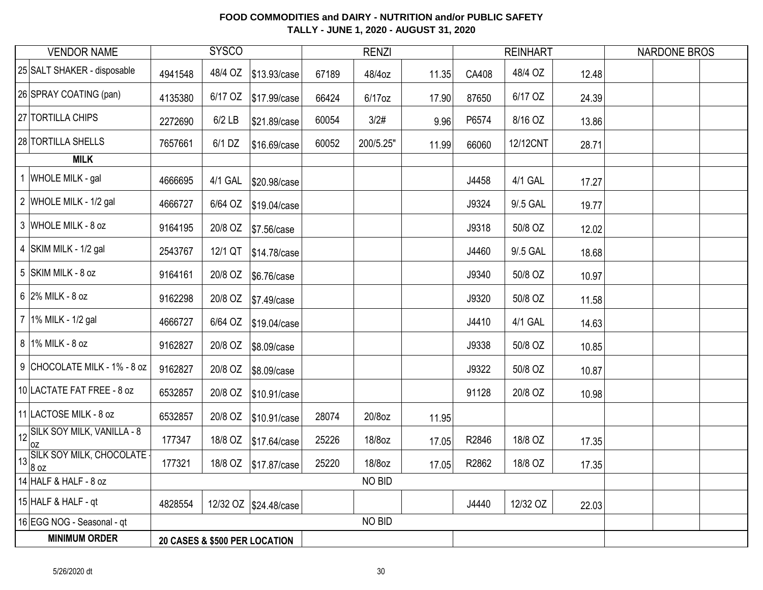**FOOD COMMODITIES and DAIRY - NUTRITION and/or PUBLIC SAFETY**
**TALLY - JUNE 1, 2020 - AUGUST 31, 2020**

| | VENDOR NAME | SYSCO | | | RENZI | | | REINHART | | | NARDONE BROS | | |
|---|---|---|---|---|---|---|---|---|---|---|---|---|---|
| 25 | SALT SHAKER - disposable | 4941548 | 48/4 OZ | $13.93/case | 67189 | 48/4oz | 11.35 | CA408 | 48/4 OZ | 12.48 | | | |
| 26 | SPRAY COATING (pan) | 4135380 | 6/17 OZ | $17.99/case | 66424 | 6/17oz | 17.90 | 87650 | 6/17 OZ | 24.39 | | | |
| 27 | TORTILLA CHIPS | 2272690 | 6/2 LB | $21.89/case | 60054 | 3/2# | 9.96 | P6574 | 8/16 OZ | 13.86 | | | |
| 28 | TORTILLA SHELLS | 7657661 | 6/1 DZ | $16.69/case | 60052 | 200/5.25" | 11.99 | 66060 | 12/12CNT | 28.71 | | | |
| | **MILK** | | | | | | | | | | | | |
| 1 | WHOLE MILK - gal | 4666695 | 4/1 GAL | $20.98/case | | | | J4458 | 4/1 GAL | 17.27 | | | |
| 2 | WHOLE MILK - 1/2 gal | 4666727 | 6/64 OZ | $19.04/case | | | | J9324 | 9/.5 GAL | 19.77 | | | |
| 3 | WHOLE MILK - 8 oz | 9164195 | 20/8 OZ | $7.56/case | | | | J9318 | 50/8 OZ | 12.02 | | | |
| 4 | SKIM MILK - 1/2 gal | 2543767 | 12/1 QT | $14.78/case | | | | J4460 | 9/.5 GAL | 18.68 | | | |
| 5 | SKIM MILK - 8 oz | 9164161 | 20/8 OZ | $6.76/case | | | | J9340 | 50/8 OZ | 10.97 | | | |
| 6 | 2% MILK - 8 oz | 9162298 | 20/8 OZ | $7.49/case | | | | J9320 | 50/8 OZ | 11.58 | | | |
| 7 | 1% MILK - 1/2 gal | 4666727 | 6/64 OZ | $19.04/case | | | | J4410 | 4/1 GAL | 14.63 | | | |
| 8 | 1% MILK - 8 oz | 9162827 | 20/8 OZ | $8.09/case | | | | J9338 | 50/8 OZ | 10.85 | | | |
| 9 | CHOCOLATE MILK - 1% - 8 oz | 9162827 | 20/8 OZ | $8.09/case | | | | J9322 | 50/8 OZ | 10.87 | | | |
| 10 | LACTATE FAT FREE - 8 oz | 6532857 | 20/8 OZ | $10.91/case | | | | 91128 | 20/8 OZ | 10.98 | | | |
| 11 | LACTOSE MILK - 8 oz | 6532857 | 20/8 OZ | $10.91/case | 28074 | 20/8oz | 11.95 | | | | | | |
| 12 | SILK SOY MILK, VANILLA - 8 oz | 177347 | 18/8 OZ | $17.64/case | 25226 | 18/8oz | 17.05 | R2846 | 18/8 OZ | 17.35 | | | |
| 13 | SILK SOY MILK, CHOCOLATE - 8 oz | 177321 | 18/8 OZ | $17.87/case | 25220 | 18/8oz | 17.05 | R2862 | 18/8 OZ | 17.35 | | | |
| 14 | HALF & HALF - 8 oz | NO BID | | | | | | | | | | | |
| 15 | HALF & HALF - qt | 4828554 | 12/32 OZ | $24.48/case | | | | J4440 | 12/32 OZ | 22.03 | | | |
| 16 | EGG NOG - Seasonal - qt | NO BID | | | | | | | | | | | |
| | **MINIMUM ORDER** | **20 CASES & $500 PER LOCATION** | | | | | | | | | | | |

5/26/2020 dt